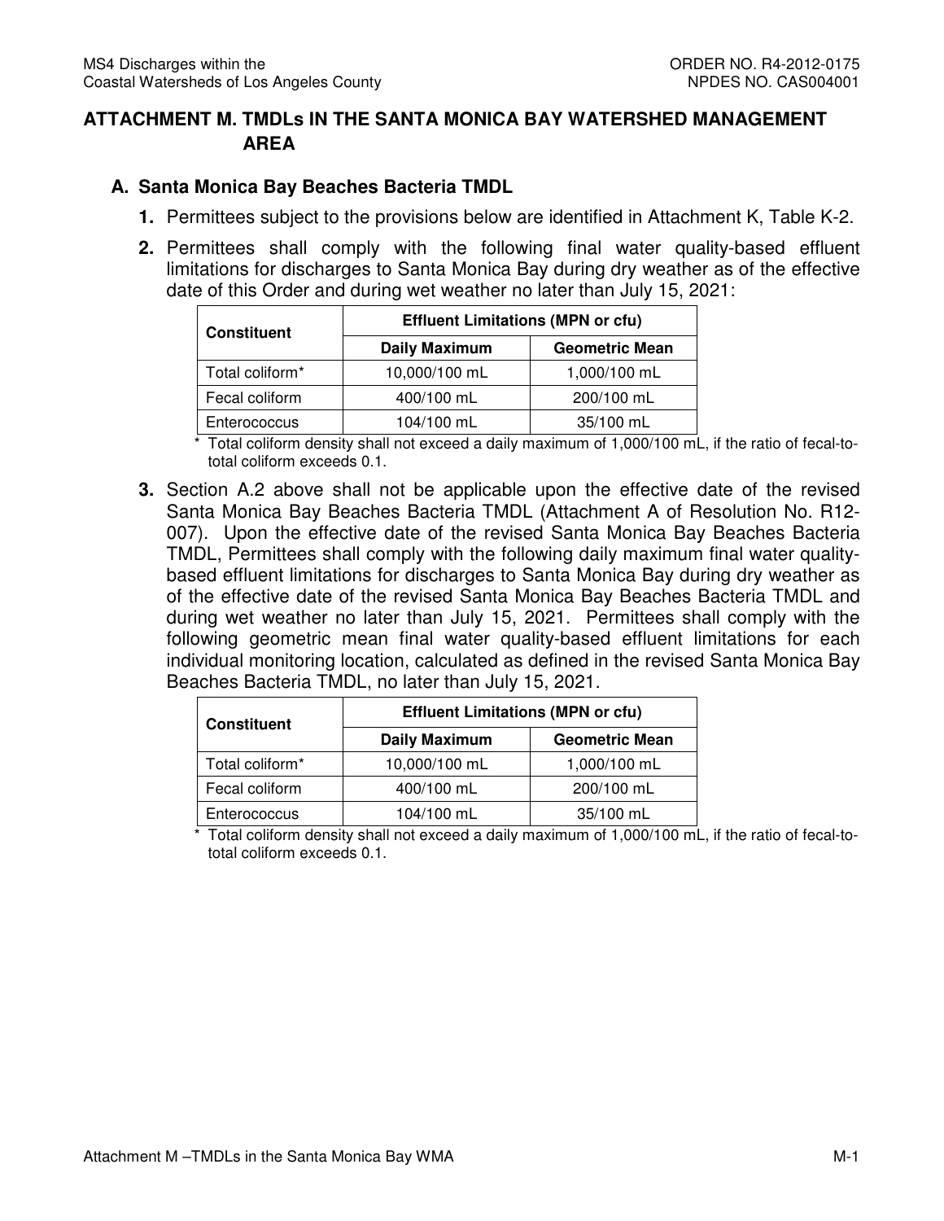# ATTACHMENT M. TMDLs IN THE SANTA MONICA BAY WATERSHED MANAGEMENT AREA

## A. Santa Monica Bay Beaches Bacteria TMDL

1. Permittees subject to the provisions below are identified in Attachment K, Table K-2.

2. Permittees shall comply with the following final water quality-based effluent limitations for discharges to Santa Monica Bay during dry weather as of the effective date of this Order and during wet weather no later than July 15, 2021:

| Constituent | Effluent Limitations (MPN or cfu) | |
|---|---|---|
| | Daily Maximum | Geometric Mean |
| Total coliform* | 10,000/100 mL | 1,000/100 mL |
| Fecal coliform | 400/100 mL | 200/100 mL |
| Enterococcus | 104/100 mL | 35/100 mL |

\* Total coliform density shall not exceed a daily maximum of 1,000/100 mL, if the ratio of fecal-to-total coliform exceeds 0.1.

3. Section A.2 above shall not be applicable upon the effective date of the revised Santa Monica Bay Beaches Bacteria TMDL (Attachment A of Resolution No. R12-007). Upon the effective date of the revised Santa Monica Bay Beaches Bacteria TMDL, Permittees shall comply with the following daily maximum final water quality-based effluent limitations for discharges to Santa Monica Bay during dry weather as of the effective date of the revised Santa Monica Bay Beaches Bacteria TMDL and during wet weather no later than July 15, 2021. Permittees shall comply with the following geometric mean final water quality-based effluent limitations for each individual monitoring location, calculated as defined in the revised Santa Monica Bay Beaches Bacteria TMDL, no later than July 15, 2021.

| Constituent | Effluent Limitations (MPN or cfu) | |
|---|---|---|
| | Daily Maximum | Geometric Mean |
| Total coliform* | 10,000/100 mL | 1,000/100 mL |
| Fecal coliform | 400/100 mL | 200/100 mL |
| Enterococcus | 104/100 mL | 35/100 mL |

\* Total coliform density shall not exceed a daily maximum of 1,000/100 mL, if the ratio of fecal-to-total coliform exceeds 0.1.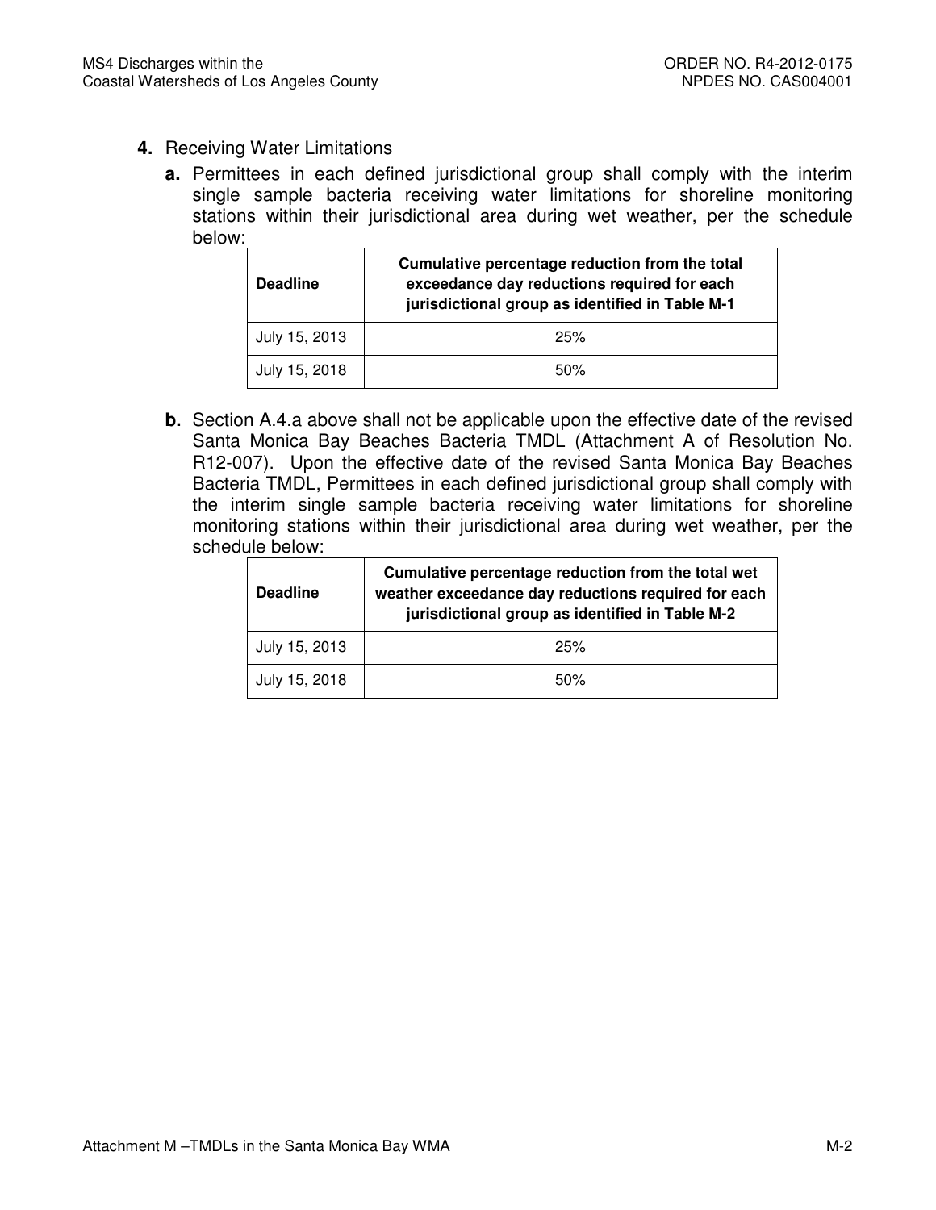**4.** Receiving Water Limitations

**a.** Permittees in each defined jurisdictional group shall comply with the interim single sample bacteria receiving water limitations for shoreline monitoring stations within their jurisdictional area during wet weather, per the schedule below:

| Deadline | Cumulative percentage reduction from the total exceedance day reductions required for each jurisdictional group as identified in Table M-1 |
|---|---|
| July 15, 2013 | 25% |
| July 15, 2018 | 50% |

**b.** Section A.4.a above shall not be applicable upon the effective date of the revised Santa Monica Bay Beaches Bacteria TMDL (Attachment A of Resolution No. R12-007). Upon the effective date of the revised Santa Monica Bay Beaches Bacteria TMDL, Permittees in each defined jurisdictional group shall comply with the interim single sample bacteria receiving water limitations for shoreline monitoring stations within their jurisdictional area during wet weather, per the schedule below:

| Deadline | Cumulative percentage reduction from the total wet weather exceedance day reductions required for each jurisdictional group as identified in Table M-2 |
|---|---|
| July 15, 2013 | 25% |
| July 15, 2018 | 50% |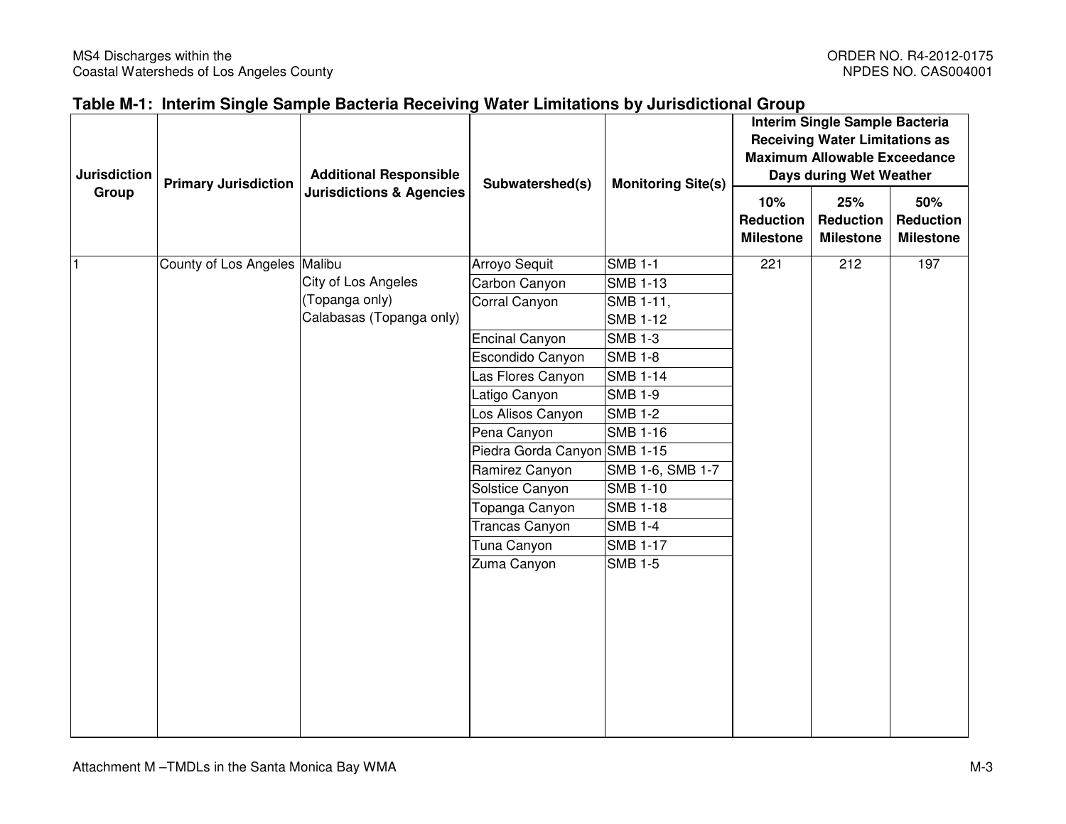**Table M-1: Interim Single Sample Bacteria Receiving Water Limitations by Jurisdictional Group**

| Jurisdiction Group | Primary Jurisdiction | Additional Responsible Jurisdictions & Agencies | Subwatershed(s) | Monitoring Site(s) | Interim Single Sample Bacteria Receiving Water Limitations as Maximum Allowable Exceedance Days during Wet Weather | | |
|---|---|---|---|---|---|---|---|
| | | | | | 10% Reduction Milestone | 25% Reduction Milestone | 50% Reduction Milestone |
| 1 | County of Los Angeles | Malibu<br>City of Los Angeles (Topanga only)<br>Calabasas (Topanga only) | Arroyo Sequit | SMB 1-1 | 221 | 212 | 197 |
| | | | Carbon Canyon | SMB 1-13 | | | |
| | | | Corral Canyon | SMB 1-11, SMB 1-12 | | | |
| | | | Encinal Canyon | SMB 1-3 | | | |
| | | | Escondido Canyon | SMB 1-8 | | | |
| | | | Las Flores Canyon | SMB 1-14 | | | |
| | | | Latigo Canyon | SMB 1-9 | | | |
| | | | Los Alisos Canyon | SMB 1-2 | | | |
| | | | Pena Canyon | SMB 1-16 | | | |
| | | | Piedra Gorda Canyon | SMB 1-15 | | | |
| | | | Ramirez Canyon | SMB 1-6, SMB 1-7 | | | |
| | | | Solstice Canyon | SMB 1-10 | | | |
| | | | Topanga Canyon | SMB 1-18 | | | |
| | | | Trancas Canyon | SMB 1-4 | | | |
| | | | Tuna Canyon | SMB 1-17 | | | |
| | | | Zuma Canyon | SMB 1-5 | | | |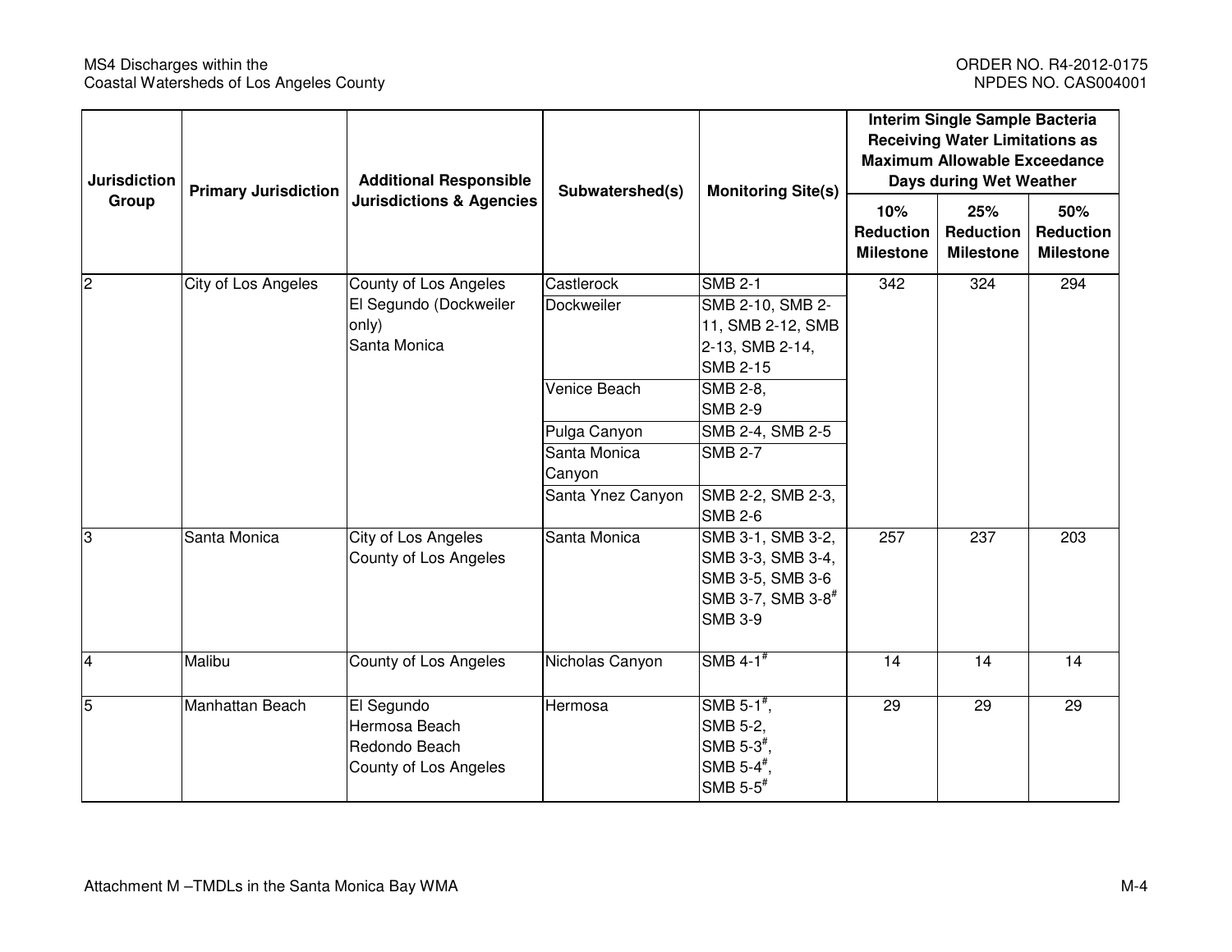| Jurisdiction Group | Primary Jurisdiction | Additional Responsible Jurisdictions & Agencies | Subwatershed(s) | Monitoring Site(s) | Interim Single Sample Bacteria Receiving Water Limitations as Maximum Allowable Exceedance Days during Wet Weather | | |
|---|---|---|---|---|---|---|---|
| | | | | | 10% Reduction Milestone | 25% Reduction Milestone | 50% Reduction Milestone |
| 2 | City of Los Angeles | County of Los Angeles<br>El Segundo (Dockweiler only)<br>Santa Monica | Castlerock | SMB 2-1 | 342 | 324 | 294 |
| | | | Dockweiler | SMB 2-10, SMB 2-11, SMB 2-12, SMB 2-13, SMB 2-14, SMB 2-15 | | | |
| | | | Venice Beach | SMB 2-8, SMB 2-9 | | | |
| | | | Pulga Canyon | SMB 2-4, SMB 2-5 | | | |
| | | | Santa Monica Canyon | SMB 2-7 | | | |
| | | | Santa Ynez Canyon | SMB 2-2, SMB 2-3, SMB 2-6 | | | |
| 3 | Santa Monica | City of Los Angeles<br>County of Los Angeles | Santa Monica | SMB 3-1, SMB 3-2, SMB 3-3, SMB 3-4, SMB 3-5, SMB 3-6 SMB 3-7, SMB 3-8# SMB 3-9 | 257 | 237 | 203 |
| 4 | Malibu | County of Los Angeles | Nicholas Canyon | SMB 4-1# | 14 | 14 | 14 |
| 5 | Manhattan Beach | El Segundo<br>Hermosa Beach<br>Redondo Beach<br>County of Los Angeles | Hermosa | SMB 5-1#, SMB 5-2, SMB 5-3#, SMB 5-4#, SMB 5-5# | 29 | 29 | 29 |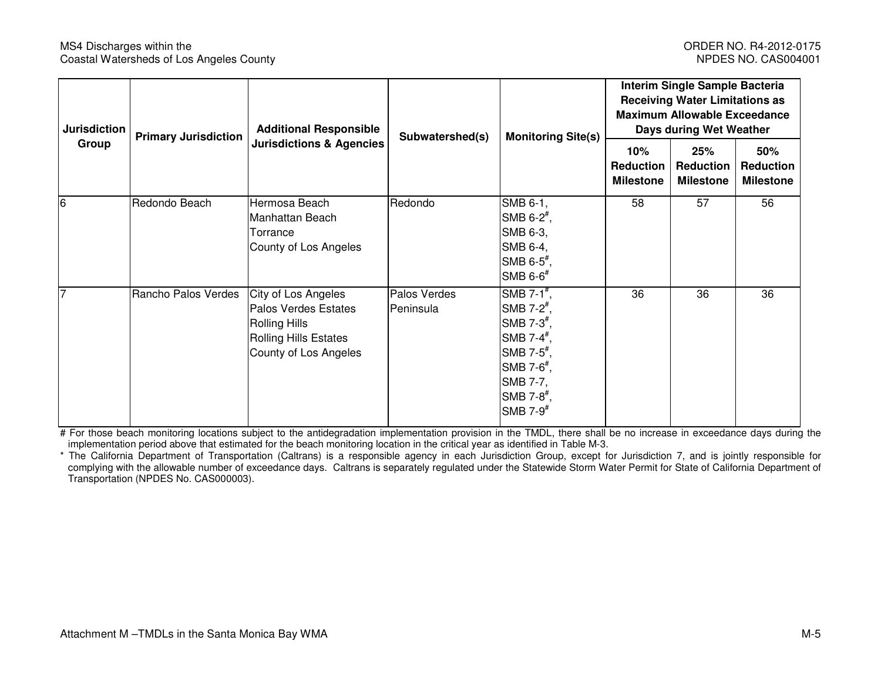| Jurisdiction Group | Primary Jurisdiction | Additional Responsible Jurisdictions & Agencies | Subwatershed(s) | Monitoring Site(s) | Interim Single Sample Bacteria Receiving Water Limitations as Maximum Allowable Exceedance Days during Wet Weather | | |
|---|---|---|---|---|---|---|---|
| | | | | | 10% Reduction Milestone | 25% Reduction Milestone | 50% Reduction Milestone |
| 6 | Redondo Beach | Hermosa Beach<br>Manhattan Beach<br>Torrance<br>County of Los Angeles | Redondo | SMB 6-1,<br>SMB 6-2#,<br>SMB 6-3,<br>SMB 6-4,<br>SMB 6-5#,<br>SMB 6-6# | 58 | 57 | 56 |
| 7 | Rancho Palos Verdes | City of Los Angeles<br>Palos Verdes Estates<br>Rolling Hills<br>Rolling Hills Estates<br>County of Los Angeles | Palos Verdes Peninsula | SMB 7-1#,<br>SMB 7-2#,<br>SMB 7-3#,<br>SMB 7-4#,<br>SMB 7-5#,<br>SMB 7-6#,<br>SMB 7-7,<br>SMB 7-8#,<br>SMB 7-9# | 36 | 36 | 36 |

# For those beach monitoring locations subject to the antidegradation implementation provision in the TMDL, there shall be no increase in exceedance days during the implementation period above that estimated for the beach monitoring location in the critical year as identified in Table M-3.

* The California Department of Transportation (Caltrans) is a responsible agency in each Jurisdiction Group, except for Jurisdiction 7, and is jointly responsible for complying with the allowable number of exceedance days. Caltrans is separately regulated under the Statewide Storm Water Permit for State of California Department of Transportation (NPDES No. CAS000003).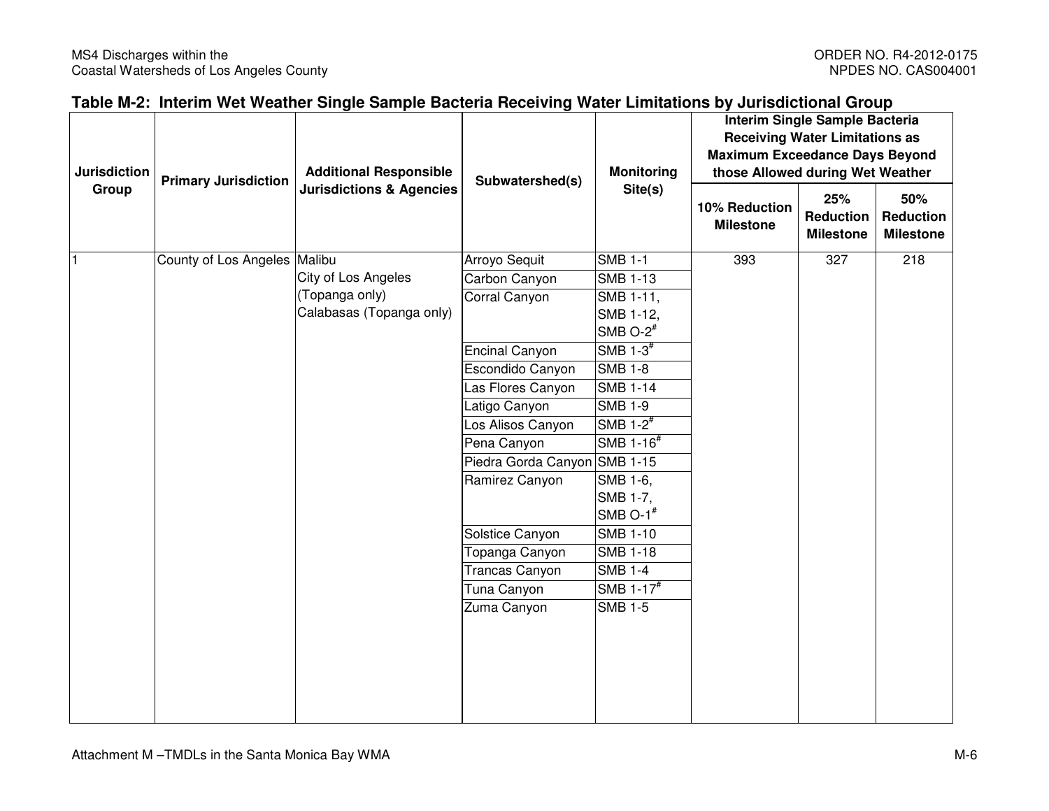**Table M-2: Interim Wet Weather Single Sample Bacteria Receiving Water Limitations by Jurisdictional Group**

| Jurisdiction Group | Primary Jurisdiction | Additional Responsible Jurisdictions & Agencies | Subwatershed(s) | Monitoring Site(s) | Interim Single Sample Bacteria Receiving Water Limitations as Maximum Exceedance Days Beyond those Allowed during Wet Weather | | |
|---|---|---|---|---|---|---|---|
| | | | | | 10% Reduction Milestone | 25% Reduction Milestone | 50% Reduction Milestone |
| 1 | County of Los Angeles | Malibu<br>City of Los Angeles (Topanga only)<br>Calabasas (Topanga only) | Arroyo Sequit | SMB 1-1 | 393 | 327 | 218 |
| | | | Carbon Canyon | SMB 1-13 | | | |
| | | | Corral Canyon | SMB 1-11, SMB 1-12, SMB O-2# | | | |
| | | | Encinal Canyon | SMB 1-3# | | | |
| | | | Escondido Canyon | SMB 1-8 | | | |
| | | | Las Flores Canyon | SMB 1-14 | | | |
| | | | Latigo Canyon | SMB 1-9 | | | |
| | | | Los Alisos Canyon | SMB 1-2# | | | |
| | | | Pena Canyon | SMB 1-16# | | | |
| | | | Piedra Gorda Canyon | SMB 1-15 | | | |
| | | | Ramirez Canyon | SMB 1-6, SMB 1-7, SMB O-1# | | | |
| | | | Solstice Canyon | SMB 1-10 | | | |
| | | | Topanga Canyon | SMB 1-18 | | | |
| | | | Trancas Canyon | SMB 1-4 | | | |
| | | | Tuna Canyon | SMB 1-17# | | | |
| | | | Zuma Canyon | SMB 1-5 | | | |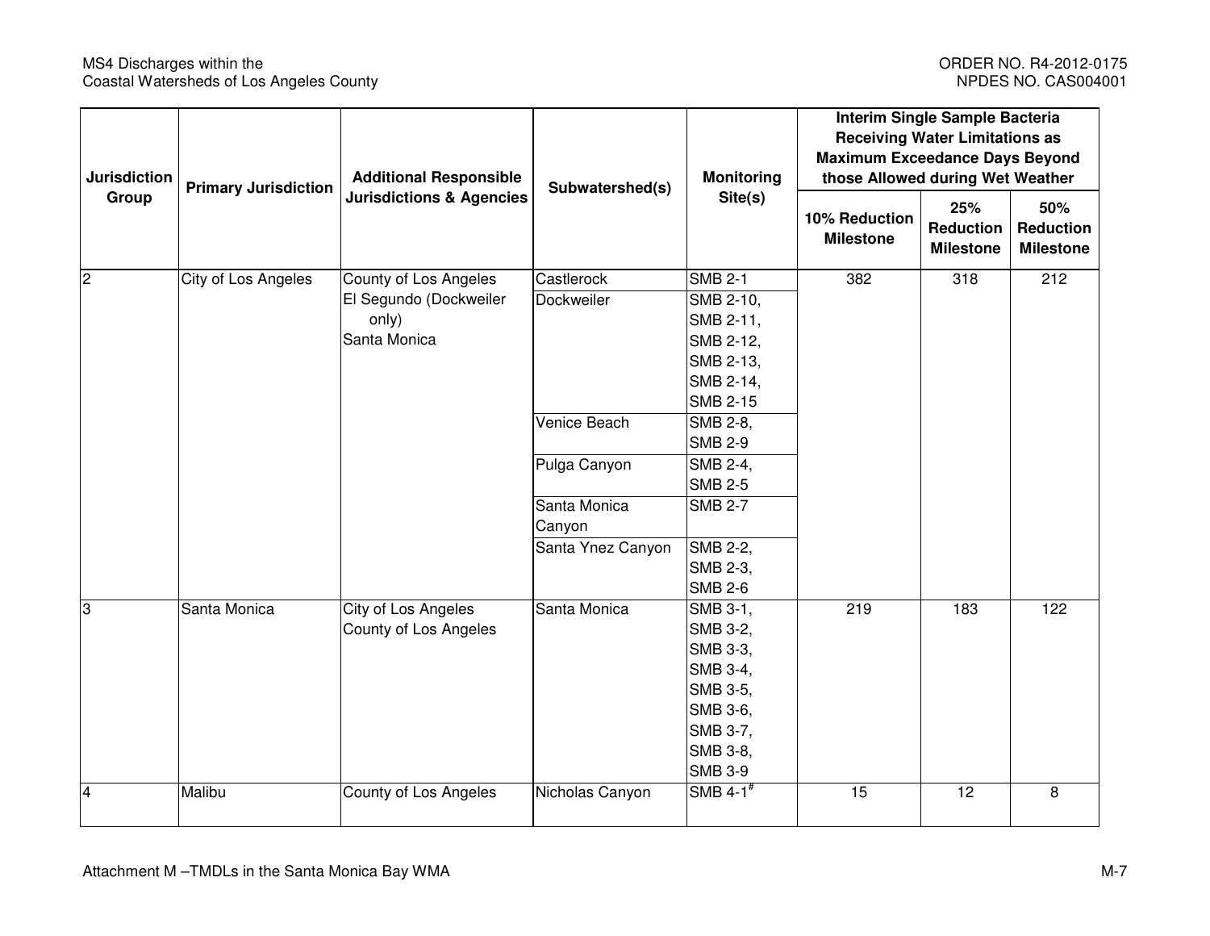| Jurisdiction Group | Primary Jurisdiction | Additional Responsible Jurisdictions & Agencies | Subwatershed(s) | Monitoring Site(s) | Interim Single Sample Bacteria Receiving Water Limitations as Maximum Exceedance Days Beyond those Allowed during Wet Weather | | |
|---|---|---|---|---|---|---|---|
| | | | | | 10% Reduction Milestone | 25% Reduction Milestone | 50% Reduction Milestone |
| 2 | City of Los Angeles | County of Los Angeles<br>El Segundo (Dockweiler only)<br>Santa Monica | Castlerock | SMB 2-1 | 382 | 318 | 212 |
| | | | Dockweiler | SMB 2-10, SMB 2-11, SMB 2-12, SMB 2-13, SMB 2-14, SMB 2-15 | | | |
| | | | Venice Beach | SMB 2-8, SMB 2-9 | | | |
| | | | Pulga Canyon | SMB 2-4, SMB 2-5 | | | |
| | | | Santa Monica Canyon | SMB 2-7 | | | |
| | | | Santa Ynez Canyon | SMB 2-2, SMB 2-3, SMB 2-6 | | | |
| 3 | Santa Monica | City of Los Angeles<br>County of Los Angeles | Santa Monica | SMB 3-1, SMB 3-2, SMB 3-3, SMB 3-4, SMB 3-5, SMB 3-6, SMB 3-7, SMB 3-8, SMB 3-9 | 219 | 183 | 122 |
| 4 | Malibu | County of Los Angeles | Nicholas Canyon | SMB 4-1[#] | 15 | 12 | 8 |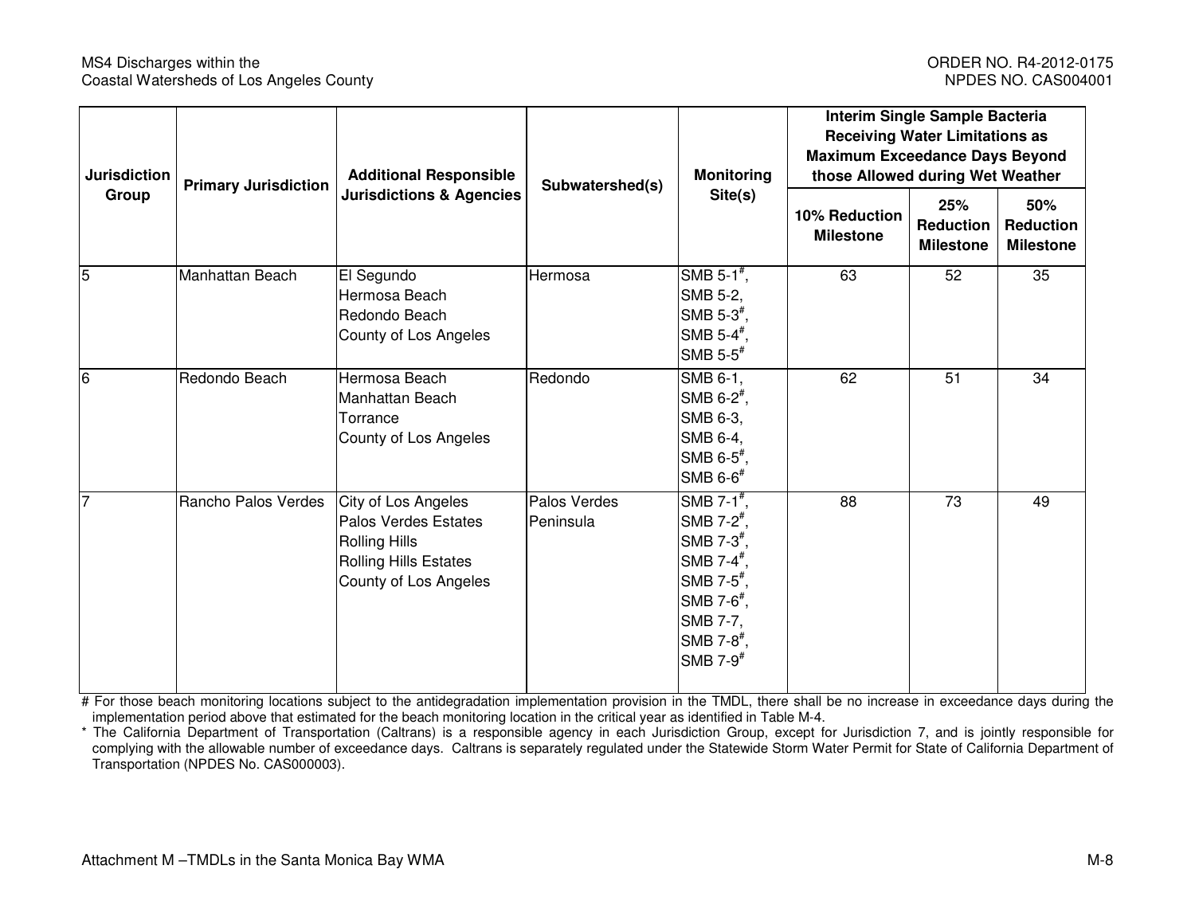| Jurisdiction Group | Primary Jurisdiction | Additional Responsible Jurisdictions & Agencies | Subwatershed(s) | Monitoring Site(s) | Interim Single Sample Bacteria Receiving Water Limitations as Maximum Exceedance Days Beyond those Allowed during Wet Weather | | |
|---|---|---|---|---|---|---|---|
| | | | | | 10% Reduction Milestone | 25% Reduction Milestone | 50% Reduction Milestone |
| 5 | Manhattan Beach | El Segundo<br>Hermosa Beach<br>Redondo Beach<br>County of Los Angeles | Hermosa | SMB 5-1#,<br>SMB 5-2,<br>SMB 5-3#,<br>SMB 5-4#,<br>SMB 5-5# | 63 | 52 | 35 |
| 6 | Redondo Beach | Hermosa Beach<br>Manhattan Beach<br>Torrance<br>County of Los Angeles | Redondo | SMB 6-1,<br>SMB 6-2#,<br>SMB 6-3,<br>SMB 6-4,<br>SMB 6-5#,<br>SMB 6-6# | 62 | 51 | 34 |
| 7 | Rancho Palos Verdes | City of Los Angeles<br>Palos Verdes Estates<br>Rolling Hills<br>Rolling Hills Estates<br>County of Los Angeles | Palos Verdes Peninsula | SMB 7-1#,<br>SMB 7-2#,<br>SMB 7-3#,<br>SMB 7-4#,<br>SMB 7-5#,<br>SMB 7-6#,<br>SMB 7-7,<br>SMB 7-8#,<br>SMB 7-9# | 88 | 73 | 49 |

# For those beach monitoring locations subject to the antidegradation implementation provision in the TMDL, there shall be no increase in exceedance days during the implementation period above that estimated for the beach monitoring location in the critical year as identified in Table M-4.

* The California Department of Transportation (Caltrans) is a responsible agency in each Jurisdiction Group, except for Jurisdiction 7, and is jointly responsible for complying with the allowable number of exceedance days. Caltrans is separately regulated under the Statewide Storm Water Permit for State of California Department of Transportation (NPDES No. CAS000003).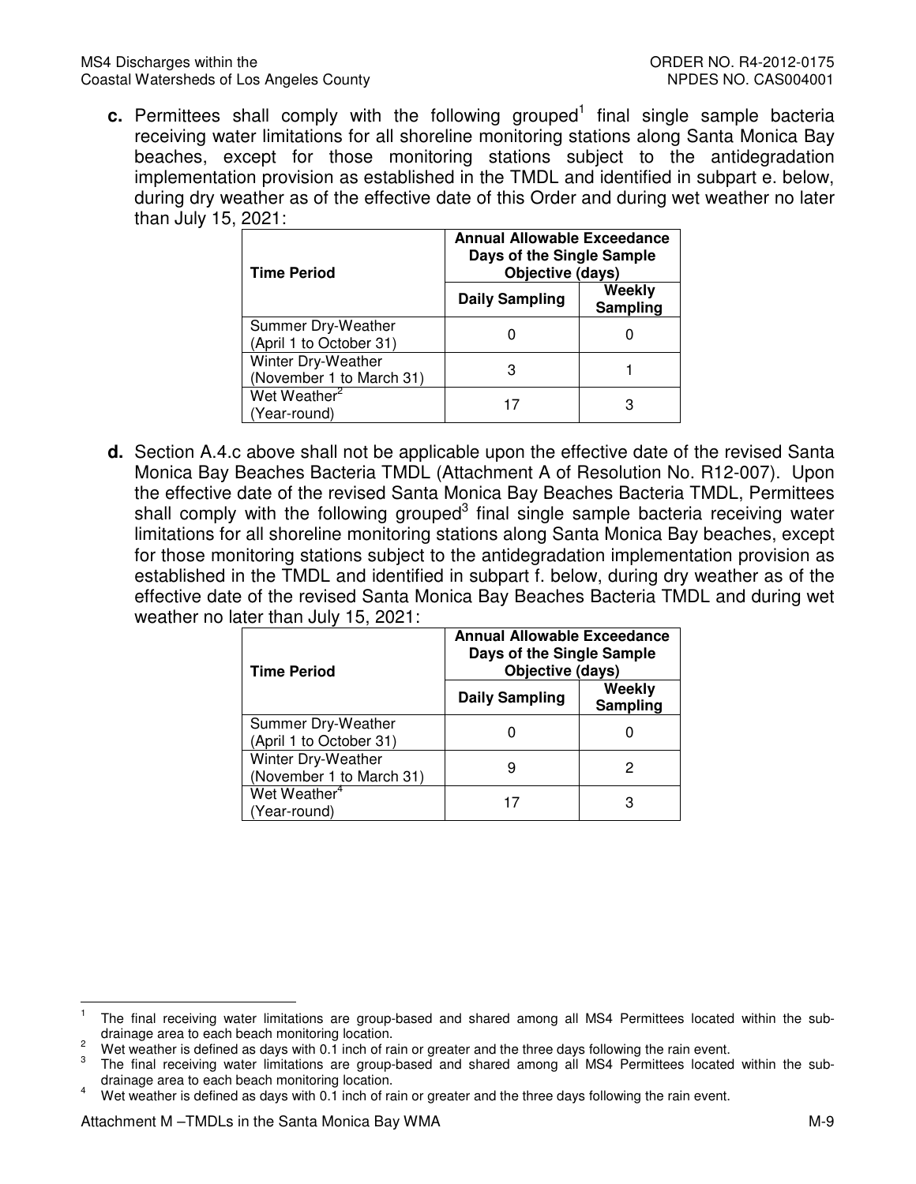**c.** Permittees shall comply with the following grouped[1] final single sample bacteria receiving water limitations for all shoreline monitoring stations along Santa Monica Bay beaches, except for those monitoring stations subject to the antidegradation implementation provision as established in the TMDL and identified in subpart e. below, during dry weather as of the effective date of this Order and during wet weather no later than July 15, 2021:

| Time Period | Annual Allowable Exceedance Days of the Single Sample Objective (days) | |
|---|---|---|
| | Daily Sampling | Weekly Sampling |
| Summer Dry-Weather (April 1 to October 31) | 0 | 0 |
| Winter Dry-Weather (November 1 to March 31) | 3 | 1 |
| Wet Weather[2] (Year-round) | 17 | 3 |

**d.** Section A.4.c above shall not be applicable upon the effective date of the revised Santa Monica Bay Beaches Bacteria TMDL (Attachment A of Resolution No. R12-007). Upon the effective date of the revised Santa Monica Bay Beaches Bacteria TMDL, Permittees shall comply with the following grouped[3] final single sample bacteria receiving water limitations for all shoreline monitoring stations along Santa Monica Bay beaches, except for those monitoring stations subject to the antidegradation implementation provision as established in the TMDL and identified in subpart f. below, during dry weather as of the effective date of the revised Santa Monica Bay Beaches Bacteria TMDL and during wet weather no later than July 15, 2021:

| Time Period | Annual Allowable Exceedance Days of the Single Sample Objective (days) | |
|---|---|---|
| | Daily Sampling | Weekly Sampling |
| Summer Dry-Weather (April 1 to October 31) | 0 | 0 |
| Winter Dry-Weather (November 1 to March 31) | 9 | 2 |
| Wet Weather[4] (Year-round) | 17 | 3 |

---

[1] The final receiving water limitations are group-based and shared among all MS4 Permittees located within the sub-drainage area to each beach monitoring location.

[2] Wet weather is defined as days with 0.1 inch of rain or greater and the three days following the rain event.

[3] The final receiving water limitations are group-based and shared among all MS4 Permittees located within the sub-drainage area to each beach monitoring location.

[4] Wet weather is defined as days with 0.1 inch of rain or greater and the three days following the rain event.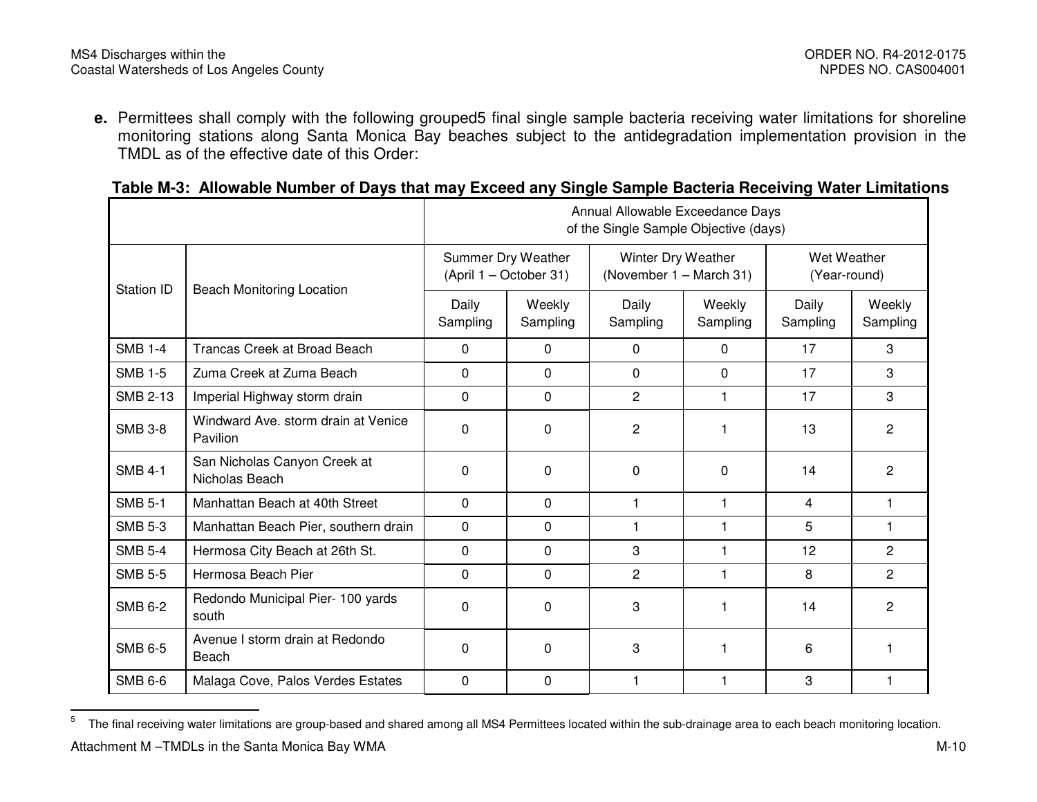**e.** Permittees shall comply with the following grouped[5] final single sample bacteria receiving water limitations for shoreline monitoring stations along Santa Monica Bay beaches subject to the antidegradation implementation provision in the TMDL as of the effective date of this Order:

**Table M-3: Allowable Number of Days that may Exceed any Single Sample Bacteria Receiving Water Limitations**

| Station ID | Beach Monitoring Location | Annual Allowable Exceedance Days of the Single Sample Objective (days) | | | | | |
|---|---|---|---|---|---|---|---|
| | | Summer Dry Weather (April 1 – October 31) | | Winter Dry Weather (November 1 – March 31) | | Wet Weather (Year-round) | |
| | | Daily Sampling | Weekly Sampling | Daily Sampling | Weekly Sampling | Daily Sampling | Weekly Sampling |
| SMB 1-4 | Trancas Creek at Broad Beach | 0 | 0 | 0 | 0 | 17 | 3 |
| SMB 1-5 | Zuma Creek at Zuma Beach | 0 | 0 | 0 | 0 | 17 | 3 |
| SMB 2-13 | Imperial Highway storm drain | 0 | 0 | 2 | 1 | 17 | 3 |
| SMB 3-8 | Windward Ave. storm drain at Venice Pavilion | 0 | 0 | 2 | 1 | 13 | 2 |
| SMB 4-1 | San Nicholas Canyon Creek at Nicholas Beach | 0 | 0 | 0 | 0 | 14 | 2 |
| SMB 5-1 | Manhattan Beach at 40th Street | 0 | 0 | 1 | 1 | 4 | 1 |
| SMB 5-3 | Manhattan Beach Pier, southern drain | 0 | 0 | 1 | 1 | 5 | 1 |
| SMB 5-4 | Hermosa City Beach at 26th St. | 0 | 0 | 3 | 1 | 12 | 2 |
| SMB 5-5 | Hermosa Beach Pier | 0 | 0 | 2 | 1 | 8 | 2 |
| SMB 6-2 | Redondo Municipal Pier- 100 yards south | 0 | 0 | 3 | 1 | 14 | 2 |
| SMB 6-5 | Avenue I storm drain at Redondo Beach | 0 | 0 | 3 | 1 | 6 | 1 |
| SMB 6-6 | Malaga Cove, Palos Verdes Estates | 0 | 0 | 1 | 1 | 3 | 1 |

[5] The final receiving water limitations are group-based and shared among all MS4 Permittees located within the sub-drainage area to each beach monitoring location.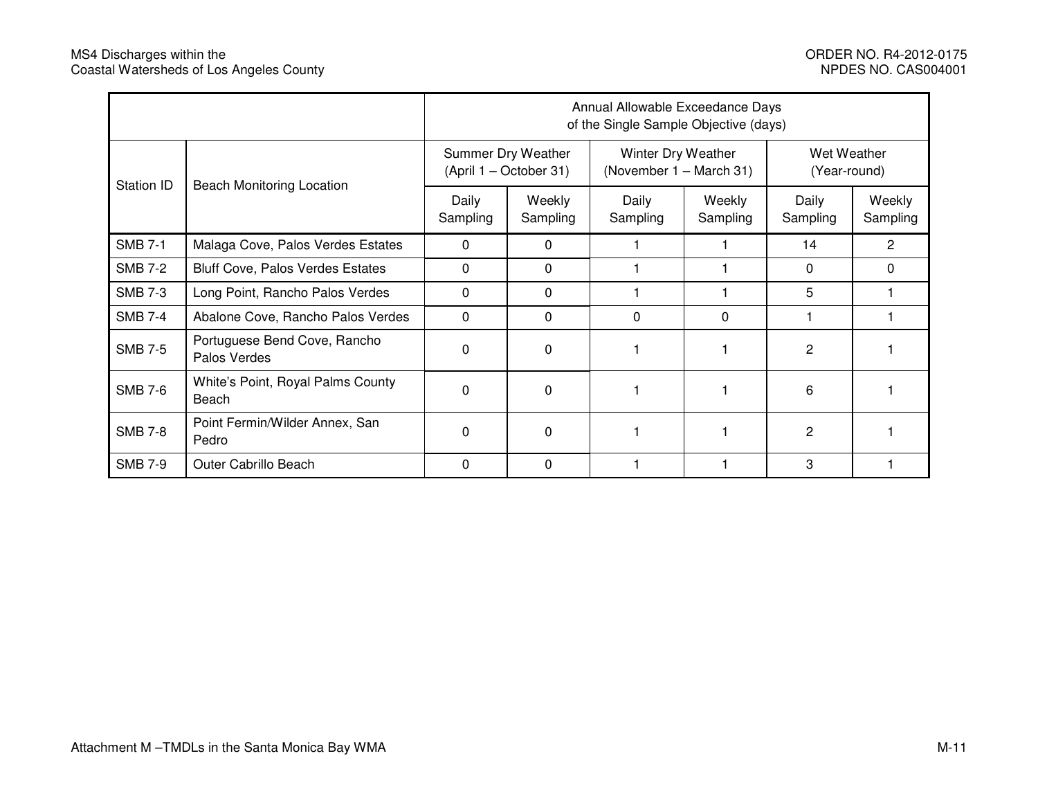| Station ID | Beach Monitoring Location | Annual Allowable Exceedance Days of the Single Sample Objective (days) | | | | | |
|---|---|---|---|---|---|---|---|
| | | Summer Dry Weather (April 1 – October 31) | | Winter Dry Weather (November 1 – March 31) | | Wet Weather (Year-round) | |
| | | Daily Sampling | Weekly Sampling | Daily Sampling | Weekly Sampling | Daily Sampling | Weekly Sampling |
| SMB 7-1 | Malaga Cove, Palos Verdes Estates | 0 | 0 | 1 | 1 | 14 | 2 |
| SMB 7-2 | Bluff Cove, Palos Verdes Estates | 0 | 0 | 1 | 1 | 0 | 0 |
| SMB 7-3 | Long Point, Rancho Palos Verdes | 0 | 0 | 1 | 1 | 5 | 1 |
| SMB 7-4 | Abalone Cove, Rancho Palos Verdes | 0 | 0 | 0 | 0 | 1 | 1 |
| SMB 7-5 | Portuguese Bend Cove, Rancho Palos Verdes | 0 | 0 | 1 | 1 | 2 | 1 |
| SMB 7-6 | White's Point, Royal Palms County Beach | 0 | 0 | 1 | 1 | 6 | 1 |
| SMB 7-8 | Point Fermin/Wilder Annex, San Pedro | 0 | 0 | 1 | 1 | 2 | 1 |
| SMB 7-9 | Outer Cabrillo Beach | 0 | 0 | 1 | 1 | 3 | 1 |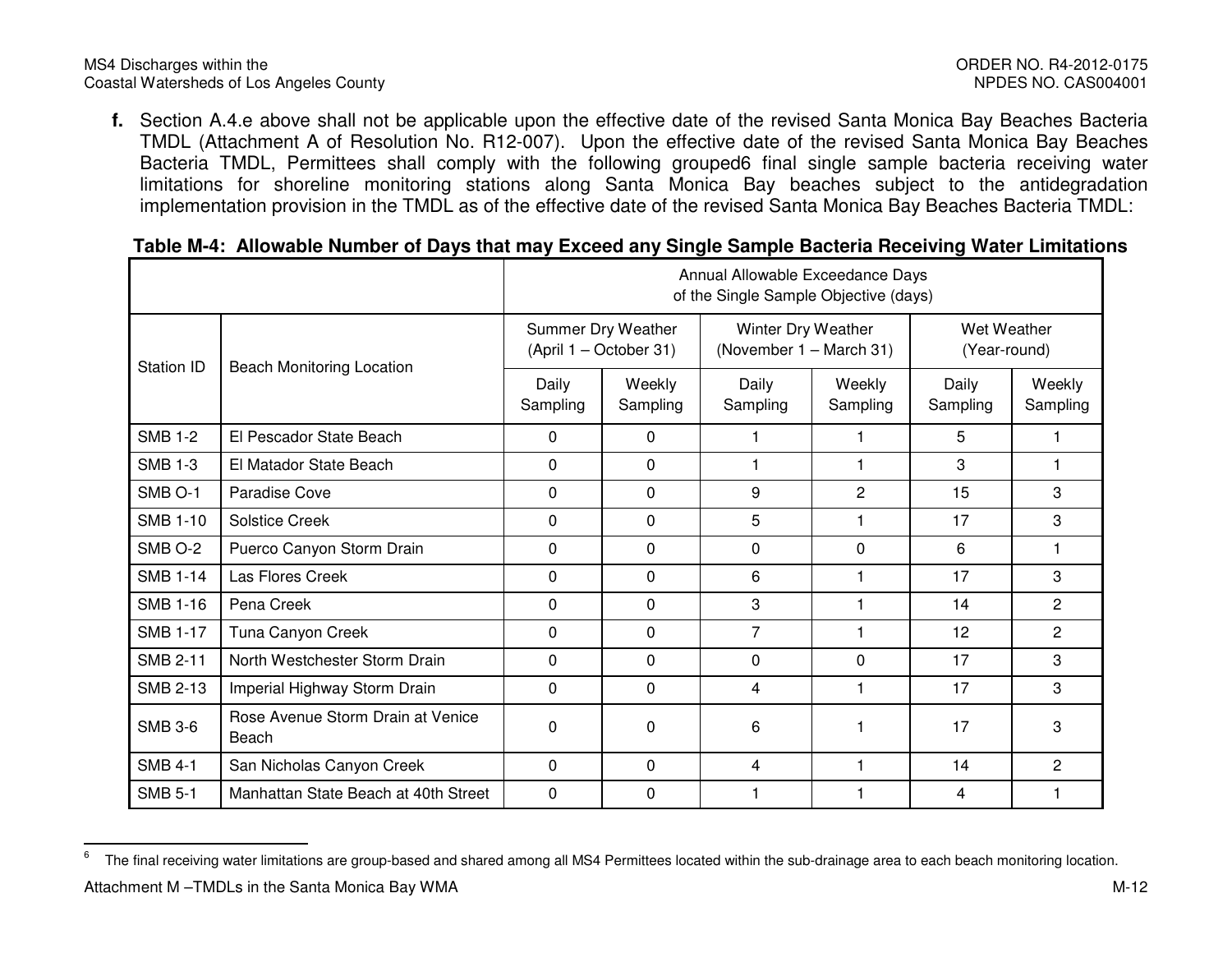**f.** Section A.4.e above shall not be applicable upon the effective date of the revised Santa Monica Bay Beaches Bacteria TMDL (Attachment A of Resolution No. R12-007). Upon the effective date of the revised Santa Monica Bay Beaches Bacteria TMDL, Permittees shall comply with the following grouped[6] final single sample bacteria receiving water limitations for shoreline monitoring stations along Santa Monica Bay beaches subject to the antidegradation implementation provision in the TMDL as of the effective date of the revised Santa Monica Bay Beaches Bacteria TMDL:

**Table M-4: Allowable Number of Days that may Exceed any Single Sample Bacteria Receiving Water Limitations**

| Station ID | Beach Monitoring Location | Annual Allowable Exceedance Days of the Single Sample Objective (days) | | | | | |
|---|---|---|---|---|---|---|---|
| | | Summer Dry Weather (April 1 – October 31) | | Winter Dry Weather (November 1 – March 31) | | Wet Weather (Year-round) | |
| | | Daily Sampling | Weekly Sampling | Daily Sampling | Weekly Sampling | Daily Sampling | Weekly Sampling |
| SMB 1-2 | El Pescador State Beach | 0 | 0 | 1 | 1 | 5 | 1 |
| SMB 1-3 | El Matador State Beach | 0 | 0 | 1 | 1 | 3 | 1 |
| SMB O-1 | Paradise Cove | 0 | 0 | 9 | 2 | 15 | 3 |
| SMB 1-10 | Solstice Creek | 0 | 0 | 5 | 1 | 17 | 3 |
| SMB O-2 | Puerco Canyon Storm Drain | 0 | 0 | 0 | 0 | 6 | 1 |
| SMB 1-14 | Las Flores Creek | 0 | 0 | 6 | 1 | 17 | 3 |
| SMB 1-16 | Pena Creek | 0 | 0 | 3 | 1 | 14 | 2 |
| SMB 1-17 | Tuna Canyon Creek | 0 | 0 | 7 | 1 | 12 | 2 |
| SMB 2-11 | North Westchester Storm Drain | 0 | 0 | 0 | 0 | 17 | 3 |
| SMB 2-13 | Imperial Highway Storm Drain | 0 | 0 | 4 | 1 | 17 | 3 |
| SMB 3-6 | Rose Avenue Storm Drain at Venice Beach | 0 | 0 | 6 | 1 | 17 | 3 |
| SMB 4-1 | San Nicholas Canyon Creek | 0 | 0 | 4 | 1 | 14 | 2 |
| SMB 5-1 | Manhattan State Beach at 40th Street | 0 | 0 | 1 | 1 | 4 | 1 |

[6] The final receiving water limitations are group-based and shared among all MS4 Permittees located within the sub-drainage area to each beach monitoring location.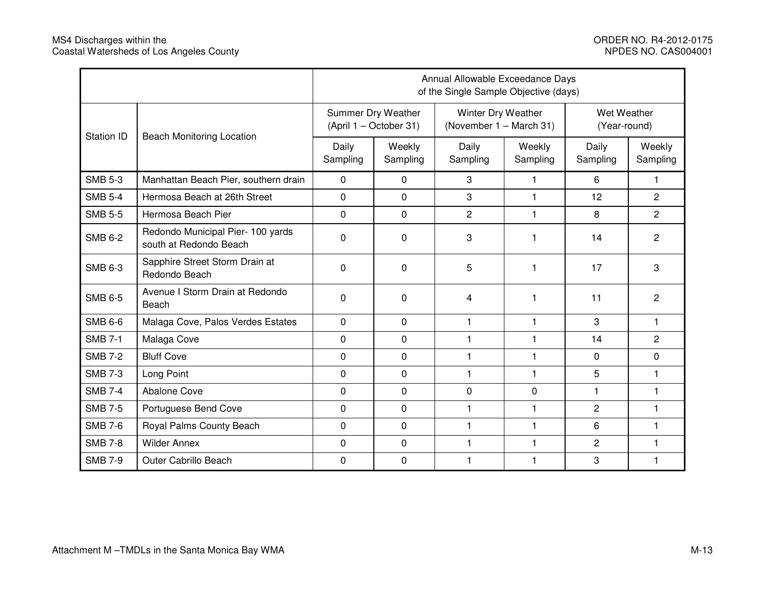| Station ID | Beach Monitoring Location | Annual Allowable Exceedance Days of the Single Sample Objective (days) | | | | | |
|---|---|---|---|---|---|---|---|
| | | Summer Dry Weather (April 1 – October 31) | | Winter Dry Weather (November 1 – March 31) | | Wet Weather (Year-round) | |
| | | Daily Sampling | Weekly Sampling | Daily Sampling | Weekly Sampling | Daily Sampling | Weekly Sampling |
| SMB 5-3 | Manhattan Beach Pier, southern drain | 0 | 0 | 3 | 1 | 6 | 1 |
| SMB 5-4 | Hermosa Beach at 26th Street | 0 | 0 | 3 | 1 | 12 | 2 |
| SMB 5-5 | Hermosa Beach Pier | 0 | 0 | 2 | 1 | 8 | 2 |
| SMB 6-2 | Redondo Municipal Pier- 100 yards south at Redondo Beach | 0 | 0 | 3 | 1 | 14 | 2 |
| SMB 6-3 | Sapphire Street Storm Drain at Redondo Beach | 0 | 0 | 5 | 1 | 17 | 3 |
| SMB 6-5 | Avenue I Storm Drain at Redondo Beach | 0 | 0 | 4 | 1 | 11 | 2 |
| SMB 6-6 | Malaga Cove, Palos Verdes Estates | 0 | 0 | 1 | 1 | 3 | 1 |
| SMB 7-1 | Malaga Cove | 0 | 0 | 1 | 1 | 14 | 2 |
| SMB 7-2 | Bluff Cove | 0 | 0 | 1 | 1 | 0 | 0 |
| SMB 7-3 | Long Point | 0 | 0 | 1 | 1 | 5 | 1 |
| SMB 7-4 | Abalone Cove | 0 | 0 | 0 | 0 | 1 | 1 |
| SMB 7-5 | Portuguese Bend Cove | 0 | 0 | 1 | 1 | 2 | 1 |
| SMB 7-6 | Royal Palms County Beach | 0 | 0 | 1 | 1 | 6 | 1 |
| SMB 7-8 | Wilder Annex | 0 | 0 | 1 | 1 | 2 | 1 |
| SMB 7-9 | Outer Cabrillo Beach | 0 | 0 | 1 | 1 | 3 | 1 |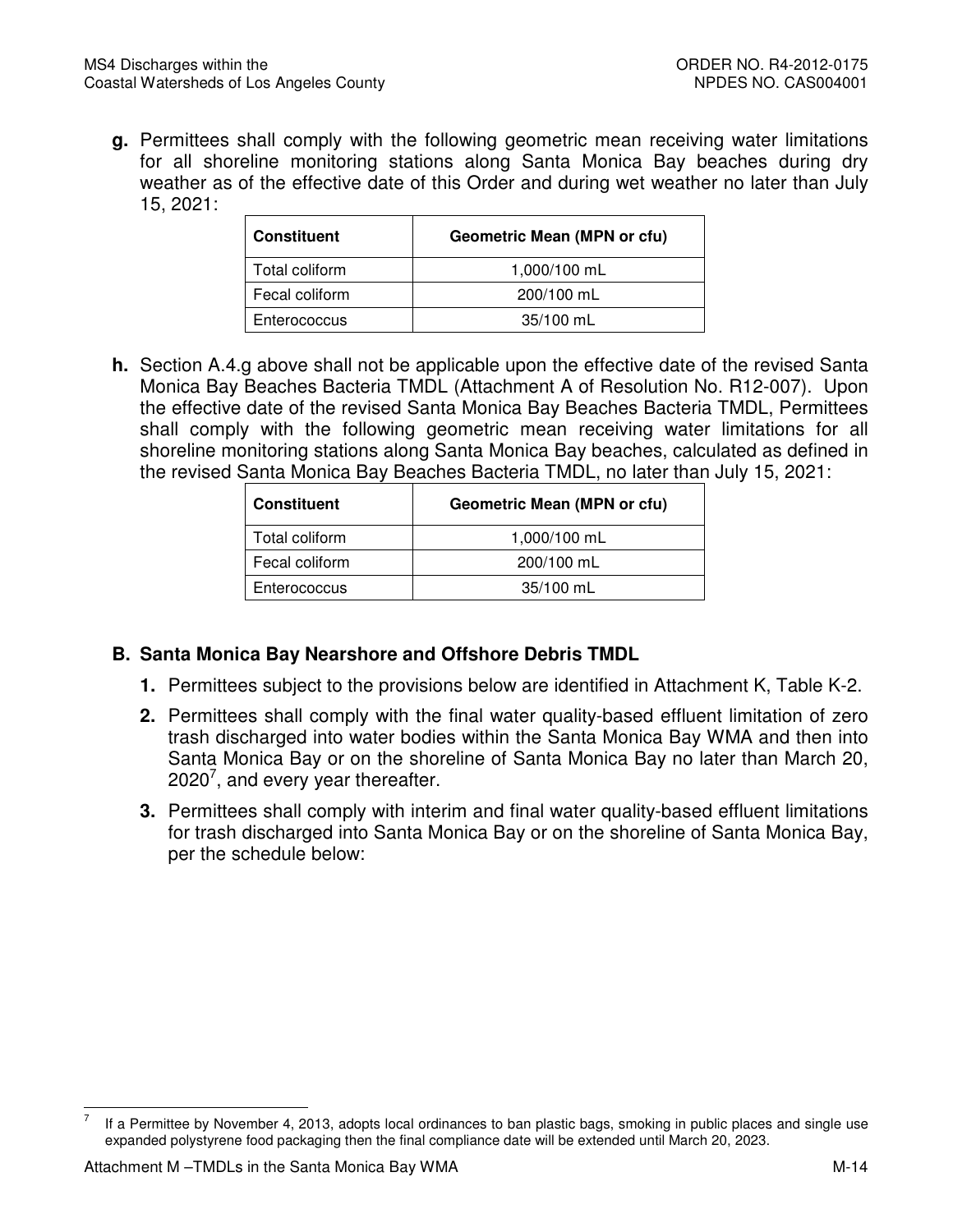**g.** Permittees shall comply with the following geometric mean receiving water limitations for all shoreline monitoring stations along Santa Monica Bay beaches during dry weather as of the effective date of this Order and during wet weather no later than July 15, 2021:

| Constituent | Geometric Mean (MPN or cfu) |
|---|---|
| Total coliform | 1,000/100 mL |
| Fecal coliform | 200/100 mL |
| Enterococcus | 35/100 mL |

**h.** Section A.4.g above shall not be applicable upon the effective date of the revised Santa Monica Bay Beaches Bacteria TMDL (Attachment A of Resolution No. R12-007). Upon the effective date of the revised Santa Monica Bay Beaches Bacteria TMDL, Permittees shall comply with the following geometric mean receiving water limitations for all shoreline monitoring stations along Santa Monica Bay beaches, calculated as defined in the revised Santa Monica Bay Beaches Bacteria TMDL, no later than July 15, 2021:

| Constituent | Geometric Mean (MPN or cfu) |
|---|---|
| Total coliform | 1,000/100 mL |
| Fecal coliform | 200/100 mL |
| Enterococcus | 35/100 mL |

## B. Santa Monica Bay Nearshore and Offshore Debris TMDL

1. Permittees subject to the provisions below are identified in Attachment K, Table K-2.
2. Permittees shall comply with the final water quality-based effluent limitation of zero trash discharged into water bodies within the Santa Monica Bay WMA and then into Santa Monica Bay or on the shoreline of Santa Monica Bay no later than March 20, 2020[7], and every year thereafter.
3. Permittees shall comply with interim and final water quality-based effluent limitations for trash discharged into Santa Monica Bay or on the shoreline of Santa Monica Bay, per the schedule below:

[7] If a Permittee by November 4, 2013, adopts local ordinances to ban plastic bags, smoking in public places and single use expanded polystyrene food packaging then the final compliance date will be extended until March 20, 2023.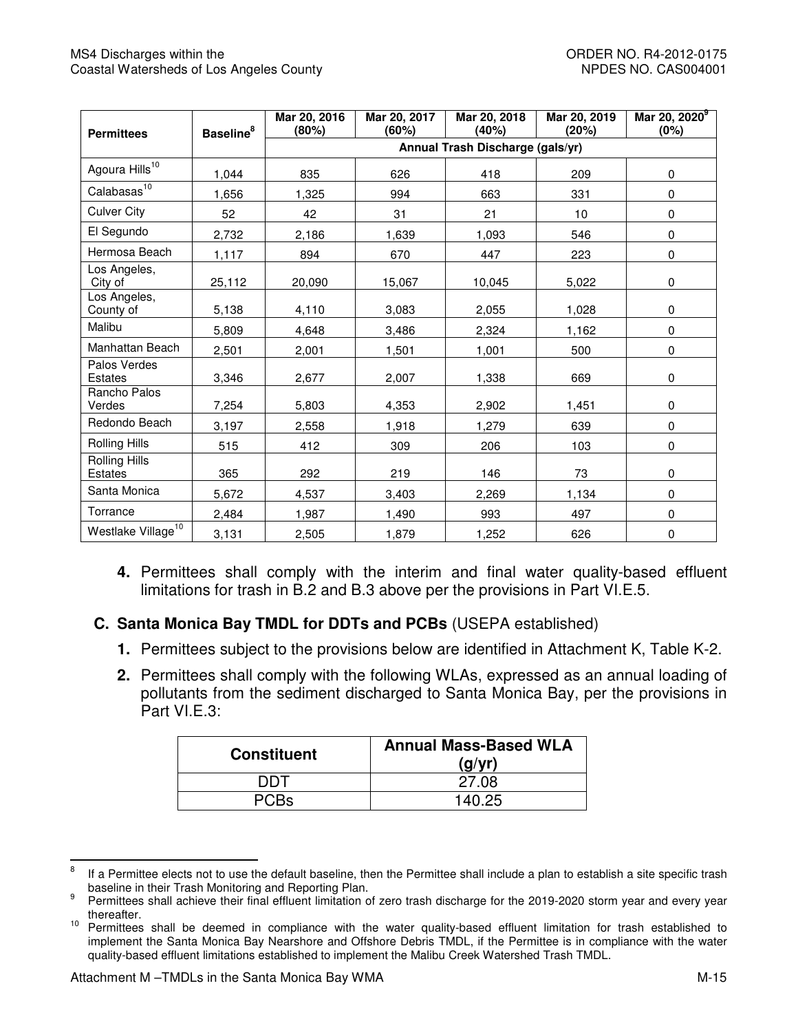| Permittees | Baseline[8] | Mar 20, 2016 (80%) | Mar 20, 2017 (60%) | Mar 20, 2018 (40%) | Mar 20, 2019 (20%) | Mar 20, 2020[9] (0%) |
|---|---|---|---|---|---|---|
| | | Annual Trash Discharge (gals/yr) | | | | |
| Agoura Hills[10] | 1,044 | 835 | 626 | 418 | 209 | 0 |
| Calabasas[10] | 1,656 | 1,325 | 994 | 663 | 331 | 0 |
| Culver City | 52 | 42 | 31 | 21 | 10 | 0 |
| El Segundo | 2,732 | 2,186 | 1,639 | 1,093 | 546 | 0 |
| Hermosa Beach | 1,117 | 894 | 670 | 447 | 223 | 0 |
| Los Angeles, City of | 25,112 | 20,090 | 15,067 | 10,045 | 5,022 | 0 |
| Los Angeles, County of | 5,138 | 4,110 | 3,083 | 2,055 | 1,028 | 0 |
| Malibu | 5,809 | 4,648 | 3,486 | 2,324 | 1,162 | 0 |
| Manhattan Beach | 2,501 | 2,001 | 1,501 | 1,001 | 500 | 0 |
| Palos Verdes Estates | 3,346 | 2,677 | 2,007 | 1,338 | 669 | 0 |
| Rancho Palos Verdes | 7,254 | 5,803 | 4,353 | 2,902 | 1,451 | 0 |
| Redondo Beach | 3,197 | 2,558 | 1,918 | 1,279 | 639 | 0 |
| Rolling Hills | 515 | 412 | 309 | 206 | 103 | 0 |
| Rolling Hills Estates | 365 | 292 | 219 | 146 | 73 | 0 |
| Santa Monica | 5,672 | 4,537 | 3,403 | 2,269 | 1,134 | 0 |
| Torrance | 2,484 | 1,987 | 1,490 | 993 | 497 | 0 |
| Westlake Village[10] | 3,131 | 2,505 | 1,879 | 1,252 | 626 | 0 |

4. Permittees shall comply with the interim and final water quality-based effluent limitations for trash in B.2 and B.3 above per the provisions in Part VI.E.5.

## C. Santa Monica Bay TMDL for DDTs and PCBs (USEPA established)

1. Permittees subject to the provisions below are identified in Attachment K, Table K-2.

2. Permittees shall comply with the following WLAs, expressed as an annual loading of pollutants from the sediment discharged to Santa Monica Bay, per the provisions in Part VI.E.3:

| Constituent | Annual Mass-Based WLA (g/yr) |
|---|---|
| DDT | 27.08 |
| PCBs | 140.25 |

[8] If a Permittee elects not to use the default baseline, then the Permittee shall include a plan to establish a site specific trash baseline in their Trash Monitoring and Reporting Plan.

[9] Permittees shall achieve their final effluent limitation of zero trash discharge for the 2019-2020 storm year and every year thereafter.

[10] Permittees shall be deemed in compliance with the water quality-based effluent limitation for trash established to implement the Santa Monica Bay Nearshore and Offshore Debris TMDL, if the Permittee is in compliance with the water quality-based effluent limitations established to implement the Malibu Creek Watershed Trash TMDL.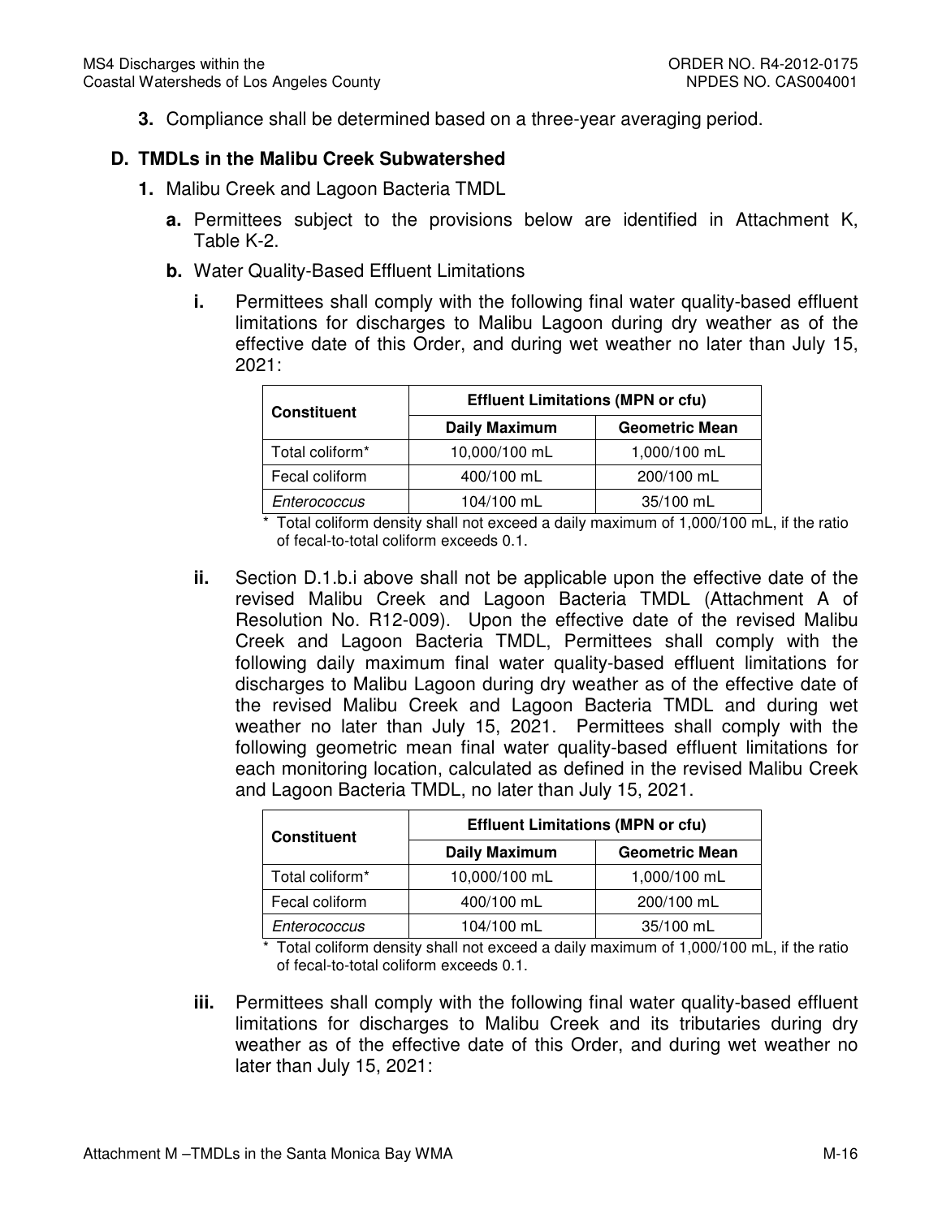**3.** Compliance shall be determined based on a three-year averaging period.

## D. TMDLs in the Malibu Creek Subwatershed

**1.** Malibu Creek and Lagoon Bacteria TMDL

**a.** Permittees subject to the provisions below are identified in Attachment K, Table K-2.

**b.** Water Quality-Based Effluent Limitations

**i.** Permittees shall comply with the following final water quality-based effluent limitations for discharges to Malibu Lagoon during dry weather as of the effective date of this Order, and during wet weather no later than July 15, 2021:

| Constituent | Effluent Limitations (MPN or cfu) | |
|---|---|---|
| | Daily Maximum | Geometric Mean |
| Total coliform* | 10,000/100 mL | 1,000/100 mL |
| Fecal coliform | 400/100 mL | 200/100 mL |
| *Enterococcus* | 104/100 mL | 35/100 mL |

\* Total coliform density shall not exceed a daily maximum of 1,000/100 mL, if the ratio of fecal-to-total coliform exceeds 0.1.

**ii.** Section D.1.b.i above shall not be applicable upon the effective date of the revised Malibu Creek and Lagoon Bacteria TMDL (Attachment A of Resolution No. R12-009). Upon the effective date of the revised Malibu Creek and Lagoon Bacteria TMDL, Permittees shall comply with the following daily maximum final water quality-based effluent limitations for discharges to Malibu Lagoon during dry weather as of the effective date of the revised Malibu Creek and Lagoon Bacteria TMDL and during wet weather no later than July 15, 2021. Permittees shall comply with the following geometric mean final water quality-based effluent limitations for each monitoring location, calculated as defined in the revised Malibu Creek and Lagoon Bacteria TMDL, no later than July 15, 2021.

| Constituent | Effluent Limitations (MPN or cfu) | |
|---|---|---|
| | Daily Maximum | Geometric Mean |
| Total coliform* | 10,000/100 mL | 1,000/100 mL |
| Fecal coliform | 400/100 mL | 200/100 mL |
| *Enterococcus* | 104/100 mL | 35/100 mL |

\* Total coliform density shall not exceed a daily maximum of 1,000/100 mL, if the ratio of fecal-to-total coliform exceeds 0.1.

**iii.** Permittees shall comply with the following final water quality-based effluent limitations for discharges to Malibu Creek and its tributaries during dry weather as of the effective date of this Order, and during wet weather no later than July 15, 2021: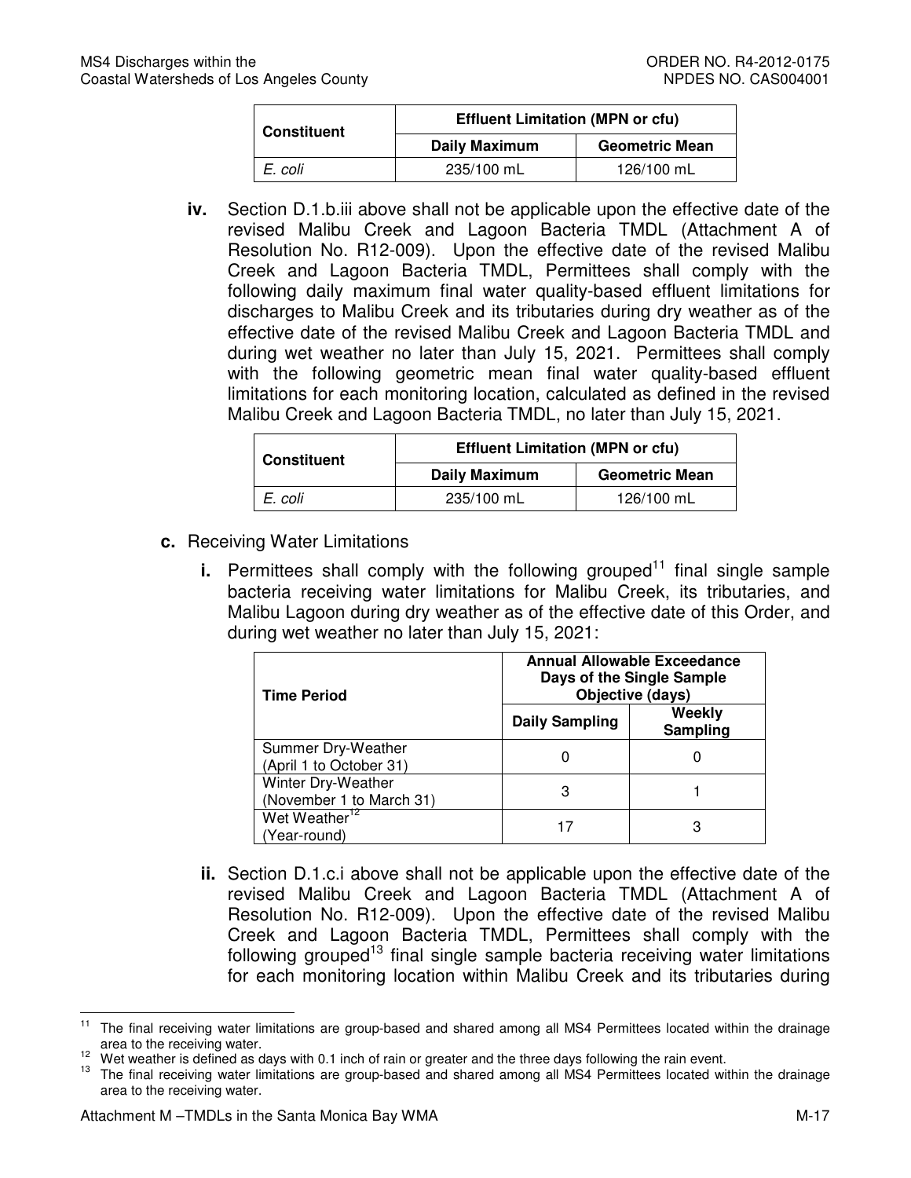| Constituent | Effluent Limitation (MPN or cfu) | |
|---|---|---|
| | Daily Maximum | Geometric Mean |
| *E. coli* | 235/100 mL | 126/100 mL |

**iv.** Section D.1.b.iii above shall not be applicable upon the effective date of the revised Malibu Creek and Lagoon Bacteria TMDL (Attachment A of Resolution No. R12-009). Upon the effective date of the revised Malibu Creek and Lagoon Bacteria TMDL, Permittees shall comply with the following daily maximum final water quality-based effluent limitations for discharges to Malibu Creek and its tributaries during dry weather as of the effective date of the revised Malibu Creek and Lagoon Bacteria TMDL and during wet weather no later than July 15, 2021. Permittees shall comply with the following geometric mean final water quality-based effluent limitations for each monitoring location, calculated as defined in the revised Malibu Creek and Lagoon Bacteria TMDL, no later than July 15, 2021.

| Constituent | Effluent Limitation (MPN or cfu) | |
|---|---|---|
| | Daily Maximum | Geometric Mean |
| *E. coli* | 235/100 mL | 126/100 mL |

**c.** Receiving Water Limitations

**i.** Permittees shall comply with the following grouped[11] final single sample bacteria receiving water limitations for Malibu Creek, its tributaries, and Malibu Lagoon during dry weather as of the effective date of this Order, and during wet weather no later than July 15, 2021:

| Time Period | Annual Allowable Exceedance Days of the Single Sample Objective (days) | |
|---|---|---|
| | Daily Sampling | Weekly Sampling |
| Summer Dry-Weather (April 1 to October 31) | 0 | 0 |
| Winter Dry-Weather (November 1 to March 31) | 3 | 1 |
| Wet Weather[12] (Year-round) | 17 | 3 |

**ii.** Section D.1.c.i above shall not be applicable upon the effective date of the revised Malibu Creek and Lagoon Bacteria TMDL (Attachment A of Resolution No. R12-009). Upon the effective date of the revised Malibu Creek and Lagoon Bacteria TMDL, Permittees shall comply with the following grouped[13] final single sample bacteria receiving water limitations for each monitoring location within Malibu Creek and its tributaries during

---

[11] The final receiving water limitations are group-based and shared among all MS4 Permittees located within the drainage area to the receiving water.

[12] Wet weather is defined as days with 0.1 inch of rain or greater and the three days following the rain event.

[13] The final receiving water limitations are group-based and shared among all MS4 Permittees located within the drainage area to the receiving water.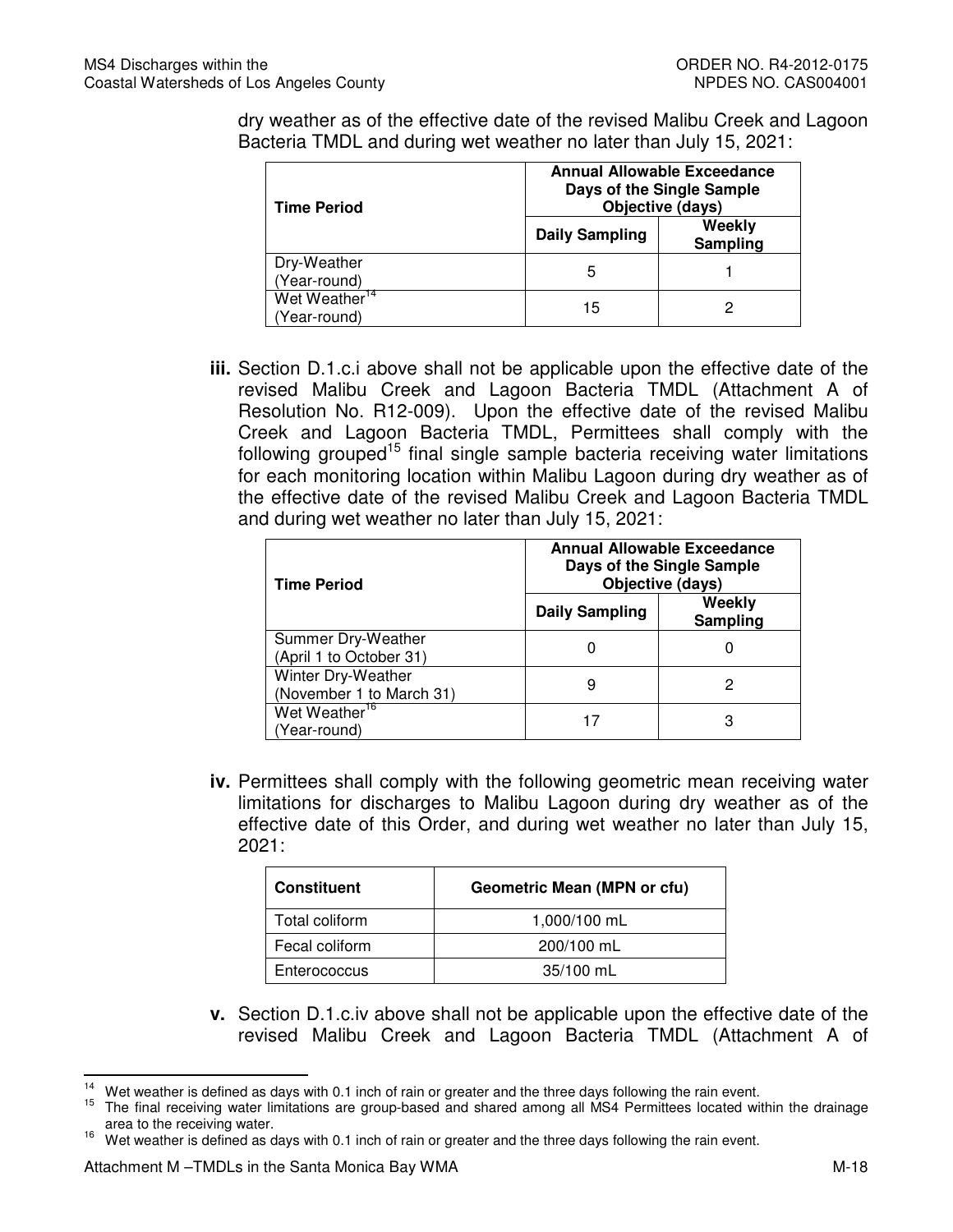dry weather as of the effective date of the revised Malibu Creek and Lagoon Bacteria TMDL and during wet weather no later than July 15, 2021:

| Time Period | Annual Allowable Exceedance Days of the Single Sample Objective (days) | |
|---|---|---|
| | Daily Sampling | Weekly Sampling |
| Dry-Weather (Year-round) | 5 | 1 |
| Wet Weather[14] (Year-round) | 15 | 2 |

**iii.** Section D.1.c.i above shall not be applicable upon the effective date of the revised Malibu Creek and Lagoon Bacteria TMDL (Attachment A of Resolution No. R12-009). Upon the effective date of the revised Malibu Creek and Lagoon Bacteria TMDL, Permittees shall comply with the following grouped[15] final single sample bacteria receiving water limitations for each monitoring location within Malibu Lagoon during dry weather as of the effective date of the revised Malibu Creek and Lagoon Bacteria TMDL and during wet weather no later than July 15, 2021:

| Time Period | Annual Allowable Exceedance Days of the Single Sample Objective (days) | |
|---|---|---|
| | Daily Sampling | Weekly Sampling |
| Summer Dry-Weather (April 1 to October 31) | 0 | 0 |
| Winter Dry-Weather (November 1 to March 31) | 9 | 2 |
| Wet Weather[16] (Year-round) | 17 | 3 |

**iv.** Permittees shall comply with the following geometric mean receiving water limitations for discharges to Malibu Lagoon during dry weather as of the effective date of this Order, and during wet weather no later than July 15, 2021:

| Constituent | Geometric Mean (MPN or cfu) |
|---|---|
| Total coliform | 1,000/100 mL |
| Fecal coliform | 200/100 mL |
| Enterococcus | 35/100 mL |

**v.** Section D.1.c.iv above shall not be applicable upon the effective date of the revised Malibu Creek and Lagoon Bacteria TMDL (Attachment A of

---

[14] Wet weather is defined as days with 0.1 inch of rain or greater and the three days following the rain event.

[15] The final receiving water limitations are group-based and shared among all MS4 Permittees located within the drainage area to the receiving water.

[16] Wet weather is defined as days with 0.1 inch of rain or greater and the three days following the rain event.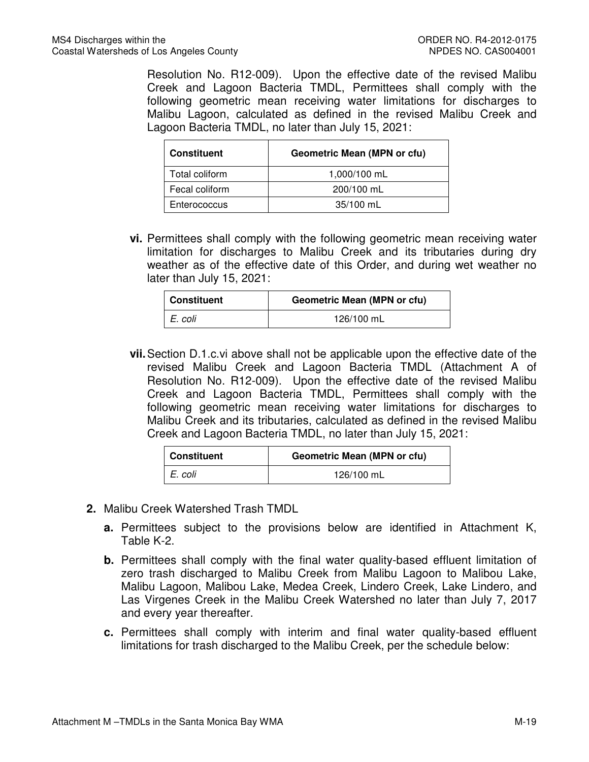Resolution No. R12-009). Upon the effective date of the revised Malibu Creek and Lagoon Bacteria TMDL, Permittees shall comply with the following geometric mean receiving water limitations for discharges to Malibu Lagoon, calculated as defined in the revised Malibu Creek and Lagoon Bacteria TMDL, no later than July 15, 2021:

| Constituent | Geometric Mean (MPN or cfu) |
|---|---|
| Total coliform | 1,000/100 mL |
| Fecal coliform | 200/100 mL |
| Enterococcus | 35/100 mL |

**vi.** Permittees shall comply with the following geometric mean receiving water limitation for discharges to Malibu Creek and its tributaries during dry weather as of the effective date of this Order, and during wet weather no later than July 15, 2021:

| Constituent | Geometric Mean (MPN or cfu) |
|---|---|
| *E. coli* | 126/100 mL |

**vii.** Section D.1.c.vi above shall not be applicable upon the effective date of the revised Malibu Creek and Lagoon Bacteria TMDL (Attachment A of Resolution No. R12-009). Upon the effective date of the revised Malibu Creek and Lagoon Bacteria TMDL, Permittees shall comply with the following geometric mean receiving water limitations for discharges to Malibu Creek and its tributaries, calculated as defined in the revised Malibu Creek and Lagoon Bacteria TMDL, no later than July 15, 2021:

| Constituent | Geometric Mean (MPN or cfu) |
|---|---|
| *E. coli* | 126/100 mL |

**2.** Malibu Creek Watershed Trash TMDL

**a.** Permittees subject to the provisions below are identified in Attachment K, Table K-2.

**b.** Permittees shall comply with the final water quality-based effluent limitation of zero trash discharged to Malibu Creek from Malibu Lagoon to Malibou Lake, Malibu Lagoon, Malibou Lake, Medea Creek, Lindero Creek, Lake Lindero, and Las Virgenes Creek in the Malibu Creek Watershed no later than July 7, 2017 and every year thereafter.

**c.** Permittees shall comply with interim and final water quality-based effluent limitations for trash discharged to the Malibu Creek, per the schedule below: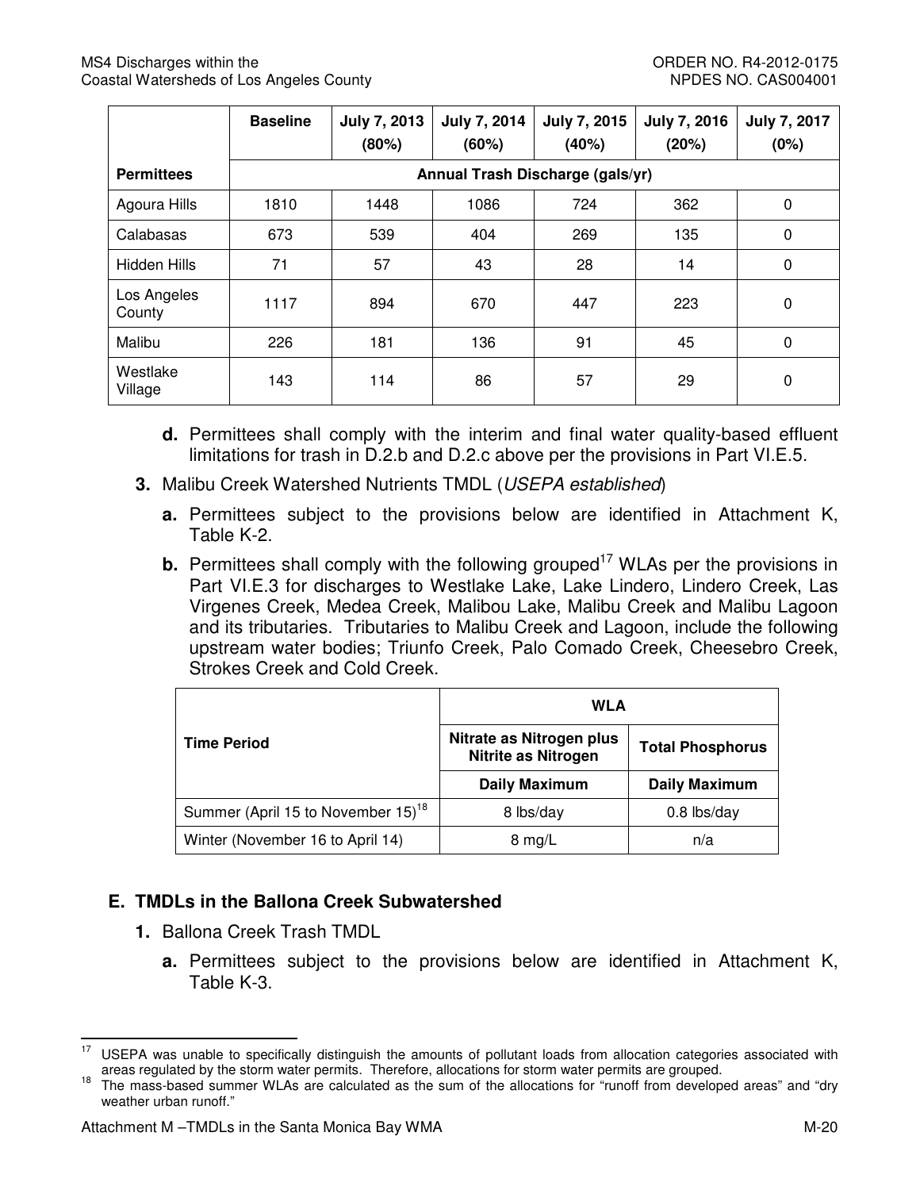| | Baseline | July 7, 2013 (80%) | July 7, 2014 (60%) | July 7, 2015 (40%) | July 7, 2016 (20%) | July 7, 2017 (0%) |
|---|---|---|---|---|---|---|
| **Permittees** | Annual Trash Discharge (gals/yr) | | | | | |
| Agoura Hills | 1810 | 1448 | 1086 | 724 | 362 | 0 |
| Calabasas | 673 | 539 | 404 | 269 | 135 | 0 |
| Hidden Hills | 71 | 57 | 43 | 28 | 14 | 0 |
| Los Angeles County | 1117 | 894 | 670 | 447 | 223 | 0 |
| Malibu | 226 | 181 | 136 | 91 | 45 | 0 |
| Westlake Village | 143 | 114 | 86 | 57 | 29 | 0 |

**d.** Permittees shall comply with the interim and final water quality-based effluent limitations for trash in D.2.b and D.2.c above per the provisions in Part VI.E.5.

**3.** Malibu Creek Watershed Nutrients TMDL (*USEPA established*)

**a.** Permittees subject to the provisions below are identified in Attachment K, Table K-2.

**b.** Permittees shall comply with the following grouped[17] WLAs per the provisions in Part VI.E.3 for discharges to Westlake Lake, Lake Lindero, Lindero Creek, Las Virgenes Creek, Medea Creek, Malibou Lake, Malibu Creek and Malibu Lagoon and its tributaries. Tributaries to Malibu Creek and Lagoon, include the following upstream water bodies; Triunfo Creek, Palo Comado Creek, Cheesebro Creek, Strokes Creek and Cold Creek.

| Time Period | WLA | |
|---|---|---|
| | Nitrate as Nitrogen plus Nitrite as Nitrogen | Total Phosphorus |
| | Daily Maximum | Daily Maximum |
| Summer (April 15 to November 15)[18] | 8 lbs/day | 0.8 lbs/day |
| Winter (November 16 to April 14) | 8 mg/L | n/a |

## E. TMDLs in the Ballona Creek Subwatershed

**1.** Ballona Creek Trash TMDL

**a.** Permittees subject to the provisions below are identified in Attachment K, Table K-3.

---

[17] USEPA was unable to specifically distinguish the amounts of pollutant loads from allocation categories associated with areas regulated by the storm water permits. Therefore, allocations for storm water permits are grouped.

[18] The mass-based summer WLAs are calculated as the sum of the allocations for "runoff from developed areas" and "dry weather urban runoff."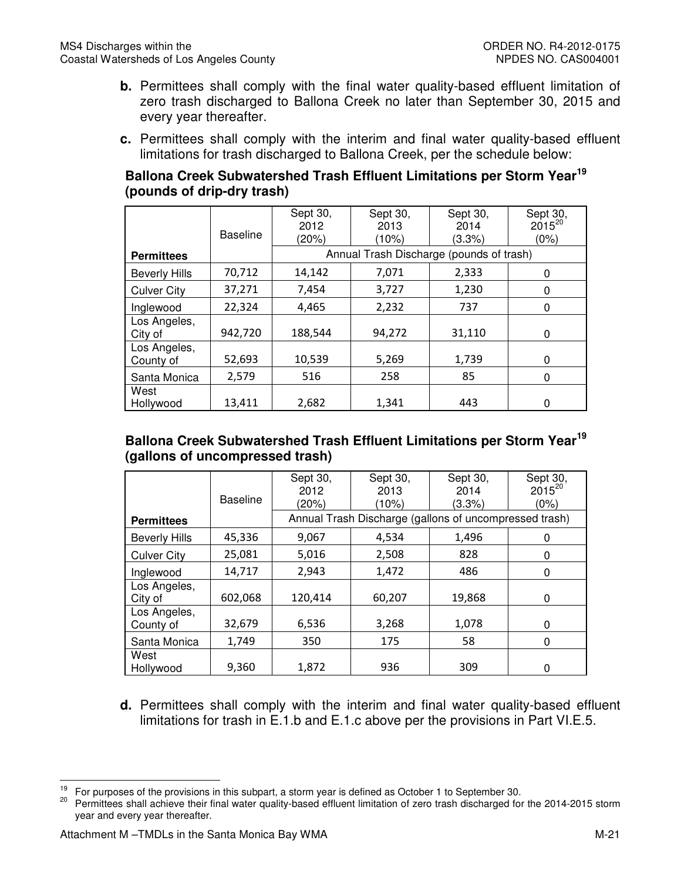**b.** Permittees shall comply with the final water quality-based effluent limitation of zero trash discharged to Ballona Creek no later than September 30, 2015 and every year thereafter.

**c.** Permittees shall comply with the interim and final water quality-based effluent limitations for trash discharged to Ballona Creek, per the schedule below:

**Ballona Creek Subwatershed Trash Effluent Limitations per Storm Year[19] (pounds of drip-dry trash)**

| | Baseline | Sept 30, 2012 (20%) | Sept 30, 2013 (10%) | Sept 30, 2014 (3.3%) | Sept 30, 2015[20] (0%) |
|---|---|---|---|---|---|
| **Permittees** | | Annual Trash Discharge (pounds of trash) | | | |
| Beverly Hills | 70,712 | 14,142 | 7,071 | 2,333 | 0 |
| Culver City | 37,271 | 7,454 | 3,727 | 1,230 | 0 |
| Inglewood | 22,324 | 4,465 | 2,232 | 737 | 0 |
| Los Angeles, City of | 942,720 | 188,544 | 94,272 | 31,110 | 0 |
| Los Angeles, County of | 52,693 | 10,539 | 5,269 | 1,739 | 0 |
| Santa Monica | 2,579 | 516 | 258 | 85 | 0 |
| West Hollywood | 13,411 | 2,682 | 1,341 | 443 | 0 |

**Ballona Creek Subwatershed Trash Effluent Limitations per Storm Year[19] (gallons of uncompressed trash)**

| | Baseline | Sept 30, 2012 (20%) | Sept 30, 2013 (10%) | Sept 30, 2014 (3.3%) | Sept 30, 2015[20] (0%) |
|---|---|---|---|---|---|
| **Permittees** | | Annual Trash Discharge (gallons of uncompressed trash) | | | |
| Beverly Hills | 45,336 | 9,067 | 4,534 | 1,496 | 0 |
| Culver City | 25,081 | 5,016 | 2,508 | 828 | 0 |
| Inglewood | 14,717 | 2,943 | 1,472 | 486 | 0 |
| Los Angeles, City of | 602,068 | 120,414 | 60,207 | 19,868 | 0 |
| Los Angeles, County of | 32,679 | 6,536 | 3,268 | 1,078 | 0 |
| Santa Monica | 1,749 | 350 | 175 | 58 | 0 |
| West Hollywood | 9,360 | 1,872 | 936 | 309 | 0 |

**d.** Permittees shall comply with the interim and final water quality-based effluent limitations for trash in E.1.b and E.1.c above per the provisions in Part VI.E.5.

---

[19] For purposes of the provisions in this subpart, a storm year is defined as October 1 to September 30.

[20] Permittees shall achieve their final water quality-based effluent limitation of zero trash discharged for the 2014-2015 storm year and every year thereafter.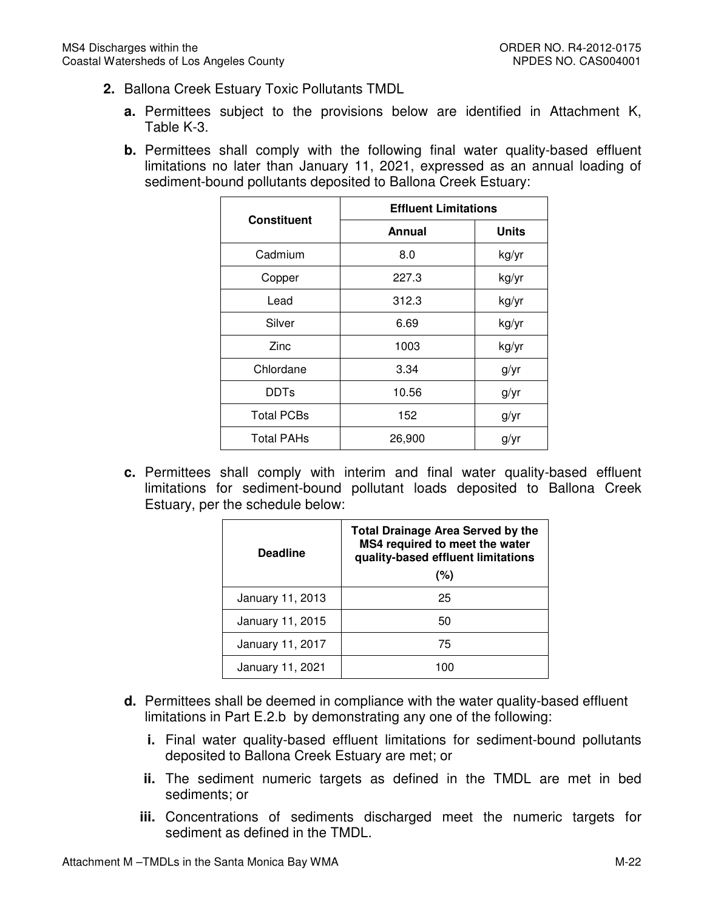2. Ballona Creek Estuary Toxic Pollutants TMDL

   a. Permittees subject to the provisions below are identified in Attachment K, Table K-3.

   b. Permittees shall comply with the following final water quality-based effluent limitations no later than January 11, 2021, expressed as an annual loading of sediment-bound pollutants deposited to Ballona Creek Estuary:

| Constituent | Effluent Limitations | |
|---|---|---|
| | Annual | Units |
| Cadmium | 8.0 | kg/yr |
| Copper | 227.3 | kg/yr |
| Lead | 312.3 | kg/yr |
| Silver | 6.69 | kg/yr |
| Zinc | 1003 | kg/yr |
| Chlordane | 3.34 | g/yr |
| DDTs | 10.56 | g/yr |
| Total PCBs | 152 | g/yr |
| Total PAHs | 26,900 | g/yr |

   c. Permittees shall comply with interim and final water quality-based effluent limitations for sediment-bound pollutant loads deposited to Ballona Creek Estuary, per the schedule below:

| Deadline | Total Drainage Area Served by the MS4 required to meet the water quality-based effluent limitations (%) |
|---|---|
| January 11, 2013 | 25 |
| January 11, 2015 | 50 |
| January 11, 2017 | 75 |
| January 11, 2021 | 100 |

   d. Permittees shall be deemed in compliance with the water quality-based effluent limitations in Part E.2.b by demonstrating any one of the following:

      i. Final water quality-based effluent limitations for sediment-bound pollutants deposited to Ballona Creek Estuary are met; or

      ii. The sediment numeric targets as defined in the TMDL are met in bed sediments; or

      iii. Concentrations of sediments discharged meet the numeric targets for sediment as defined in the TMDL.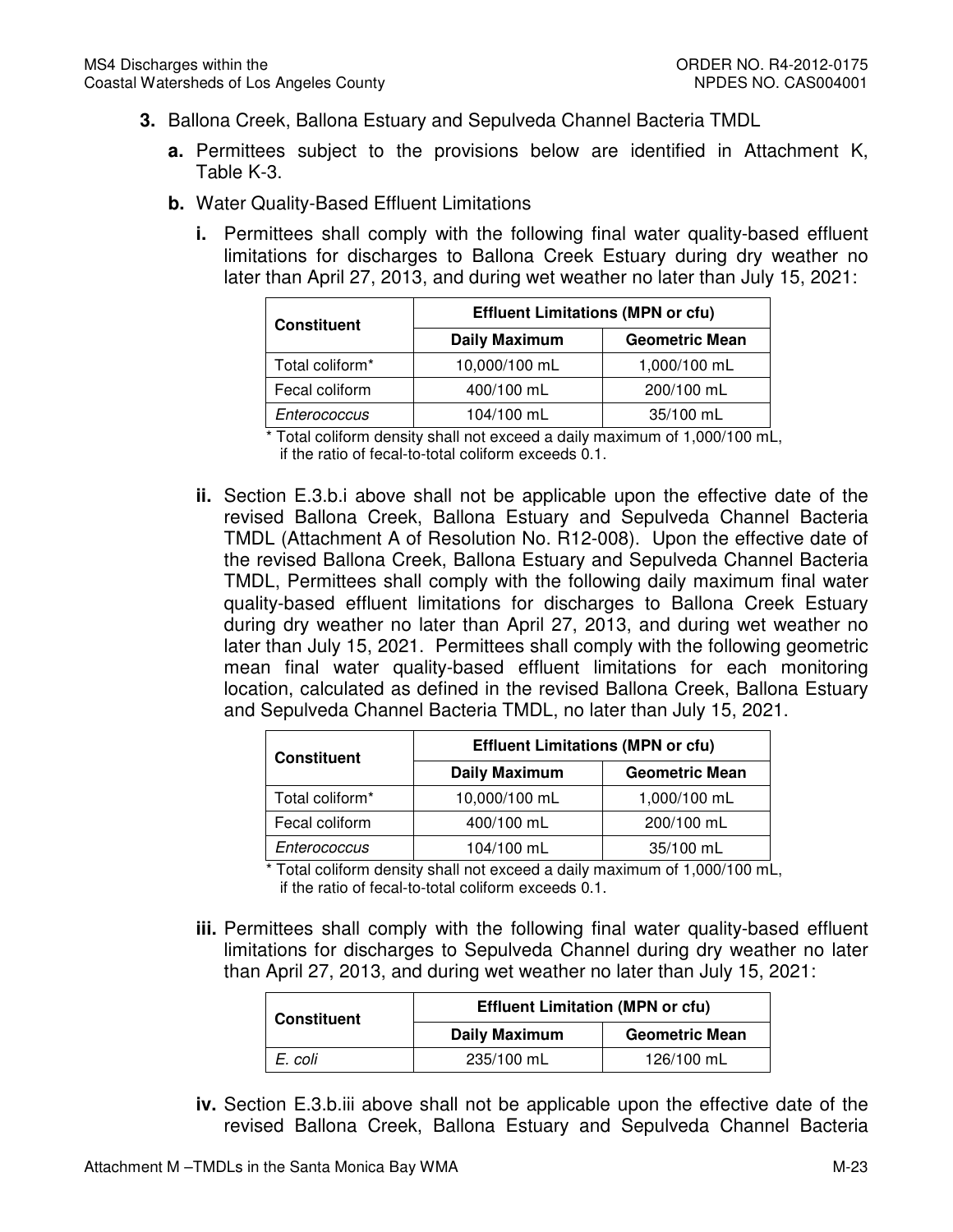**3.** Ballona Creek, Ballona Estuary and Sepulveda Channel Bacteria TMDL

**a.** Permittees subject to the provisions below are identified in Attachment K, Table K-3.

**b.** Water Quality-Based Effluent Limitations

**i.** Permittees shall comply with the following final water quality-based effluent limitations for discharges to Ballona Creek Estuary during dry weather no later than April 27, 2013, and during wet weather no later than July 15, 2021:

| Constituent | Effluent Limitations (MPN or cfu) | |
|---|---|---|
| | **Daily Maximum** | **Geometric Mean** |
| Total coliform* | 10,000/100 mL | 1,000/100 mL |
| Fecal coliform | 400/100 mL | 200/100 mL |
| *Enterococcus* | 104/100 mL | 35/100 mL |

\* Total coliform density shall not exceed a daily maximum of 1,000/100 mL, if the ratio of fecal-to-total coliform exceeds 0.1.

**ii.** Section E.3.b.i above shall not be applicable upon the effective date of the revised Ballona Creek, Ballona Estuary and Sepulveda Channel Bacteria TMDL (Attachment A of Resolution No. R12-008). Upon the effective date of the revised Ballona Creek, Ballona Estuary and Sepulveda Channel Bacteria TMDL, Permittees shall comply with the following daily maximum final water quality-based effluent limitations for discharges to Ballona Creek Estuary during dry weather no later than April 27, 2013, and during wet weather no later than July 15, 2021. Permittees shall comply with the following geometric mean final water quality-based effluent limitations for each monitoring location, calculated as defined in the revised Ballona Creek, Ballona Estuary and Sepulveda Channel Bacteria TMDL, no later than July 15, 2021.

| Constituent | Effluent Limitations (MPN or cfu) | |
|---|---|---|
| | **Daily Maximum** | **Geometric Mean** |
| Total coliform* | 10,000/100 mL | 1,000/100 mL |
| Fecal coliform | 400/100 mL | 200/100 mL |
| *Enterococcus* | 104/100 mL | 35/100 mL |

\* Total coliform density shall not exceed a daily maximum of 1,000/100 mL, if the ratio of fecal-to-total coliform exceeds 0.1.

**iii.** Permittees shall comply with the following final water quality-based effluent limitations for discharges to Sepulveda Channel during dry weather no later than April 27, 2013, and during wet weather no later than July 15, 2021:

| Constituent | Effluent Limitation (MPN or cfu) | |
|---|---|---|
| | **Daily Maximum** | **Geometric Mean** |
| *E. coli* | 235/100 mL | 126/100 mL |

**iv.** Section E.3.b.iii above shall not be applicable upon the effective date of the revised Ballona Creek, Ballona Estuary and Sepulveda Channel Bacteria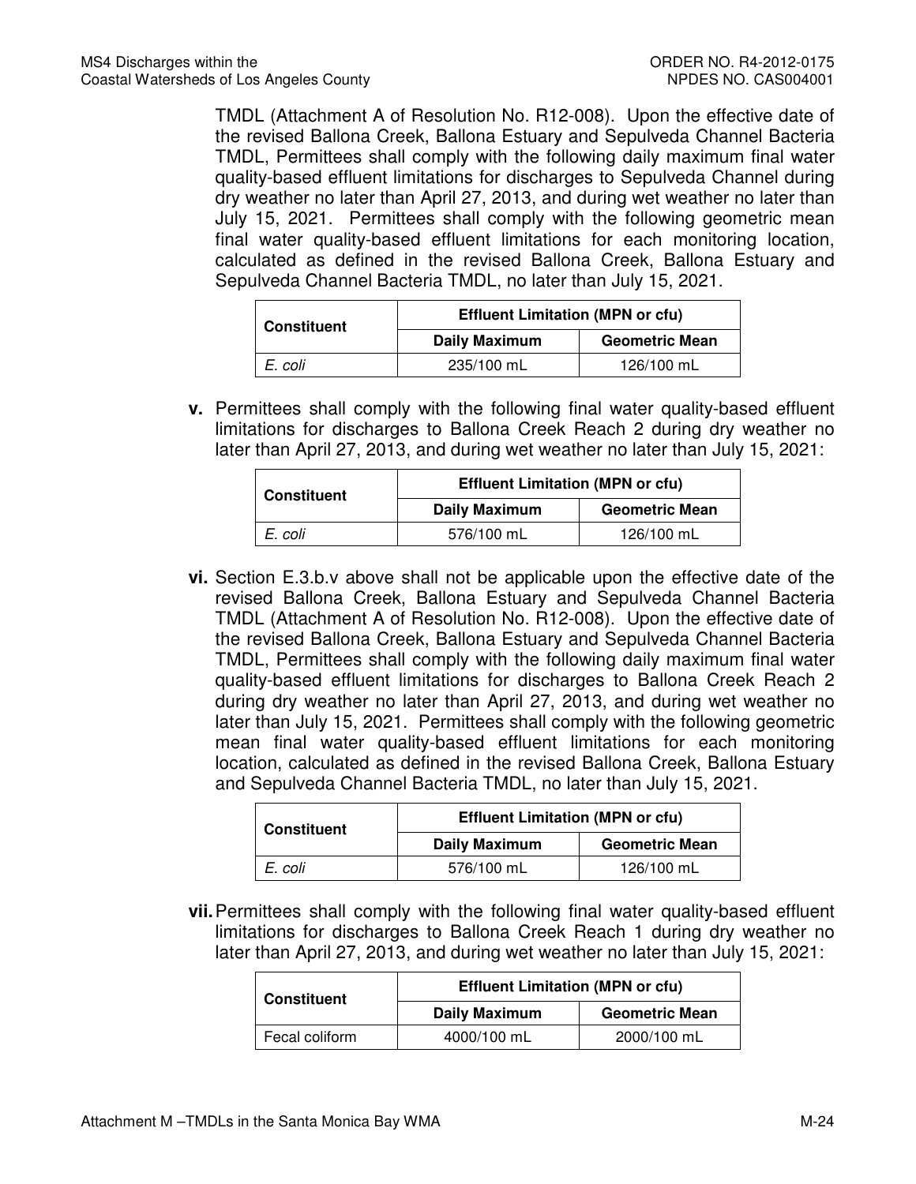TMDL (Attachment A of Resolution No. R12-008). Upon the effective date of the revised Ballona Creek, Ballona Estuary and Sepulveda Channel Bacteria TMDL, Permittees shall comply with the following daily maximum final water quality-based effluent limitations for discharges to Sepulveda Channel during dry weather no later than April 27, 2013, and during wet weather no later than July 15, 2021. Permittees shall comply with the following geometric mean final water quality-based effluent limitations for each monitoring location, calculated as defined in the revised Ballona Creek, Ballona Estuary and Sepulveda Channel Bacteria TMDL, no later than July 15, 2021.

| Constituent | Effluent Limitation (MPN or cfu) | |
|---|---|---|
| | **Daily Maximum** | **Geometric Mean** |
| *E. coli* | 235/100 mL | 126/100 mL |

**v.** Permittees shall comply with the following final water quality-based effluent limitations for discharges to Ballona Creek Reach 2 during dry weather no later than April 27, 2013, and during wet weather no later than July 15, 2021:

| Constituent | Effluent Limitation (MPN or cfu) | |
|---|---|---|
| | **Daily Maximum** | **Geometric Mean** |
| *E. coli* | 576/100 mL | 126/100 mL |

**vi.** Section E.3.b.v above shall not be applicable upon the effective date of the revised Ballona Creek, Ballona Estuary and Sepulveda Channel Bacteria TMDL (Attachment A of Resolution No. R12-008). Upon the effective date of the revised Ballona Creek, Ballona Estuary and Sepulveda Channel Bacteria TMDL, Permittees shall comply with the following daily maximum final water quality-based effluent limitations for discharges to Ballona Creek Reach 2 during dry weather no later than April 27, 2013, and during wet weather no later than July 15, 2021. Permittees shall comply with the following geometric mean final water quality-based effluent limitations for each monitoring location, calculated as defined in the revised Ballona Creek, Ballona Estuary and Sepulveda Channel Bacteria TMDL, no later than July 15, 2021.

| Constituent | Effluent Limitation (MPN or cfu) | |
|---|---|---|
| | **Daily Maximum** | **Geometric Mean** |
| *E. coli* | 576/100 mL | 126/100 mL |

**vii.** Permittees shall comply with the following final water quality-based effluent limitations for discharges to Ballona Creek Reach 1 during dry weather no later than April 27, 2013, and during wet weather no later than July 15, 2021:

| Constituent | Effluent Limitation (MPN or cfu) | |
|---|---|---|
| | **Daily Maximum** | **Geometric Mean** |
| Fecal coliform | 4000/100 mL | 2000/100 mL |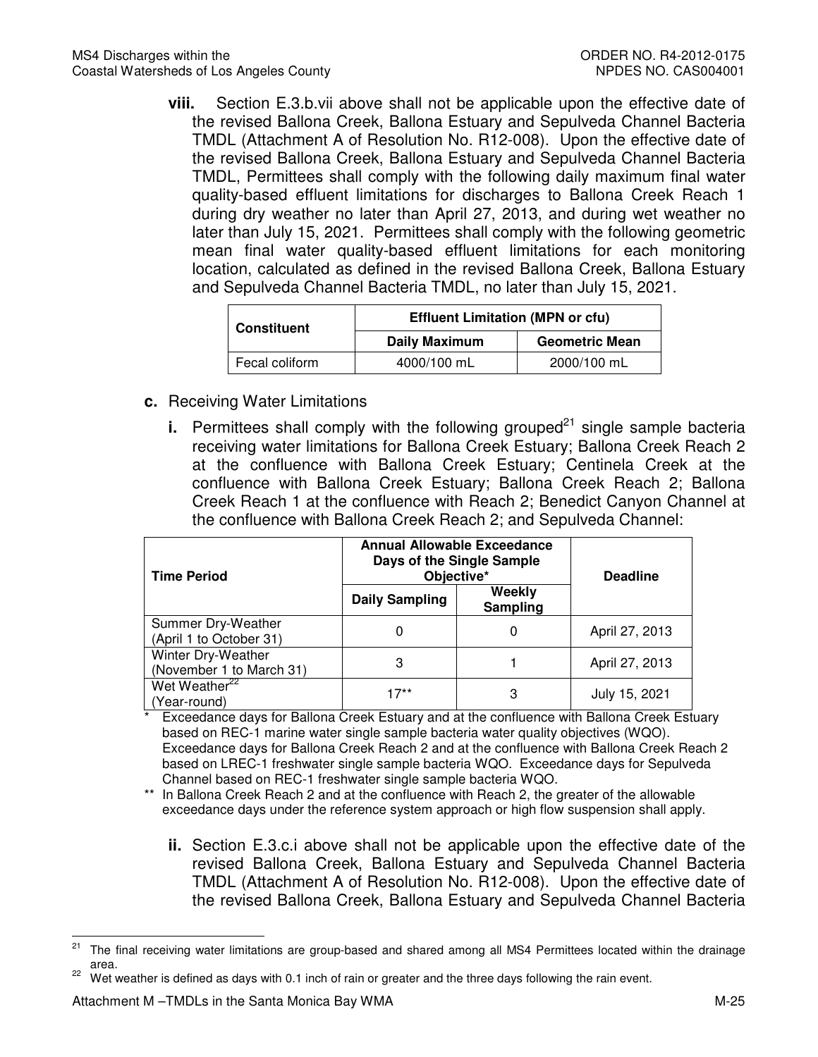**viii.** Section E.3.b.vii above shall not be applicable upon the effective date of the revised Ballona Creek, Ballona Estuary and Sepulveda Channel Bacteria TMDL (Attachment A of Resolution No. R12-008). Upon the effective date of the revised Ballona Creek, Ballona Estuary and Sepulveda Channel Bacteria TMDL, Permittees shall comply with the following daily maximum final water quality-based effluent limitations for discharges to Ballona Creek Reach 1 during dry weather no later than April 27, 2013, and during wet weather no later than July 15, 2021. Permittees shall comply with the following geometric mean final water quality-based effluent limitations for each monitoring location, calculated as defined in the revised Ballona Creek, Ballona Estuary and Sepulveda Channel Bacteria TMDL, no later than July 15, 2021.

| Constituent | Effluent Limitation (MPN or cfu) | |
|---|---|---|
| | Daily Maximum | Geometric Mean |
| Fecal coliform | 4000/100 mL | 2000/100 mL |

**c.** Receiving Water Limitations

**i.** Permittees shall comply with the following grouped[21] single sample bacteria receiving water limitations for Ballona Creek Estuary; Ballona Creek Reach 2 at the confluence with Ballona Creek Estuary; Centinela Creek at the confluence with Ballona Creek Estuary; Ballona Creek Reach 2; Ballona Creek Reach 1 at the confluence with Reach 2; Benedict Canyon Channel at the confluence with Ballona Creek Reach 2; and Sepulveda Channel:

| Time Period | Annual Allowable Exceedance Days of the Single Sample Objective* | | Deadline |
|---|---|---|---|
| | Daily Sampling | Weekly Sampling | |
| Summer Dry-Weather (April 1 to October 31) | 0 | 0 | April 27, 2013 |
| Winter Dry-Weather (November 1 to March 31) | 3 | 1 | April 27, 2013 |
| Wet Weather[22] (Year-round) | 17** | 3 | July 15, 2021 |

\* Exceedance days for Ballona Creek Estuary and at the confluence with Ballona Creek Estuary based on REC-1 marine water single sample bacteria water quality objectives (WQO). Exceedance days for Ballona Creek Reach 2 and at the confluence with Ballona Creek Reach 2 based on LREC-1 freshwater single sample bacteria WQO. Exceedance days for Sepulveda Channel based on REC-1 freshwater single sample bacteria WQO.

\** In Ballona Creek Reach 2 and at the confluence with Reach 2, the greater of the allowable exceedance days under the reference system approach or high flow suspension shall apply.

**ii.** Section E.3.c.i above shall not be applicable upon the effective date of the revised Ballona Creek, Ballona Estuary and Sepulveda Channel Bacteria TMDL (Attachment A of Resolution No. R12-008). Upon the effective date of the revised Ballona Creek, Ballona Estuary and Sepulveda Channel Bacteria

---

[21] The final receiving water limitations are group-based and shared among all MS4 Permittees located within the drainage area.

[22] Wet weather is defined as days with 0.1 inch of rain or greater and the three days following the rain event.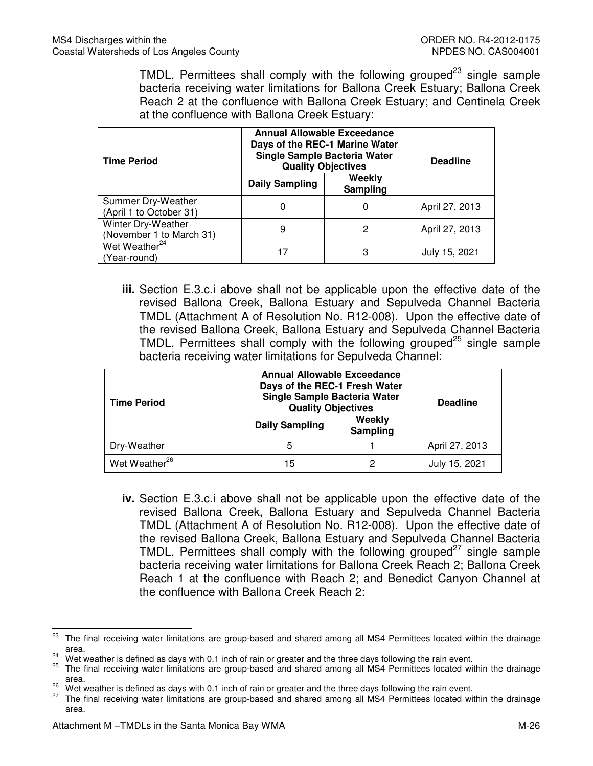TMDL, Permittees shall comply with the following grouped[23] single sample bacteria receiving water limitations for Ballona Creek Estuary; Ballona Creek Reach 2 at the confluence with Ballona Creek Estuary; and Centinela Creek at the confluence with Ballona Creek Estuary:

| Time Period | Annual Allowable Exceedance Days of the REC-1 Marine Water Single Sample Bacteria Water Quality Objectives | | Deadline |
|---|---|---|---|
| | Daily Sampling | Weekly Sampling | |
| Summer Dry-Weather (April 1 to October 31) | 0 | 0 | April 27, 2013 |
| Winter Dry-Weather (November 1 to March 31) | 9 | 2 | April 27, 2013 |
| Wet Weather[24] (Year-round) | 17 | 3 | July 15, 2021 |

**iii.** Section E.3.c.i above shall not be applicable upon the effective date of the revised Ballona Creek, Ballona Estuary and Sepulveda Channel Bacteria TMDL (Attachment A of Resolution No. R12-008). Upon the effective date of the revised Ballona Creek, Ballona Estuary and Sepulveda Channel Bacteria TMDL, Permittees shall comply with the following grouped[25] single sample bacteria receiving water limitations for Sepulveda Channel:

| Time Period | Annual Allowable Exceedance Days of the REC-1 Fresh Water Single Sample Bacteria Water Quality Objectives | | Deadline |
|---|---|---|---|
| | Daily Sampling | Weekly Sampling | |
| Dry-Weather | 5 | 1 | April 27, 2013 |
| Wet Weather[26] | 15 | 2 | July 15, 2021 |

**iv.** Section E.3.c.i above shall not be applicable upon the effective date of the revised Ballona Creek, Ballona Estuary and Sepulveda Channel Bacteria TMDL (Attachment A of Resolution No. R12-008). Upon the effective date of the revised Ballona Creek, Ballona Estuary and Sepulveda Channel Bacteria TMDL, Permittees shall comply with the following grouped[27] single sample bacteria receiving water limitations for Ballona Creek Reach 2; Ballona Creek Reach 1 at the confluence with Reach 2; and Benedict Canyon Channel at the confluence with Ballona Creek Reach 2:

---

[23] The final receiving water limitations are group-based and shared among all MS4 Permittees located within the drainage area.

[24] Wet weather is defined as days with 0.1 inch of rain or greater and the three days following the rain event.

[25] The final receiving water limitations are group-based and shared among all MS4 Permittees located within the drainage area.

[26] Wet weather is defined as days with 0.1 inch of rain or greater and the three days following the rain event.

[27] The final receiving water limitations are group-based and shared among all MS4 Permittees located within the drainage area.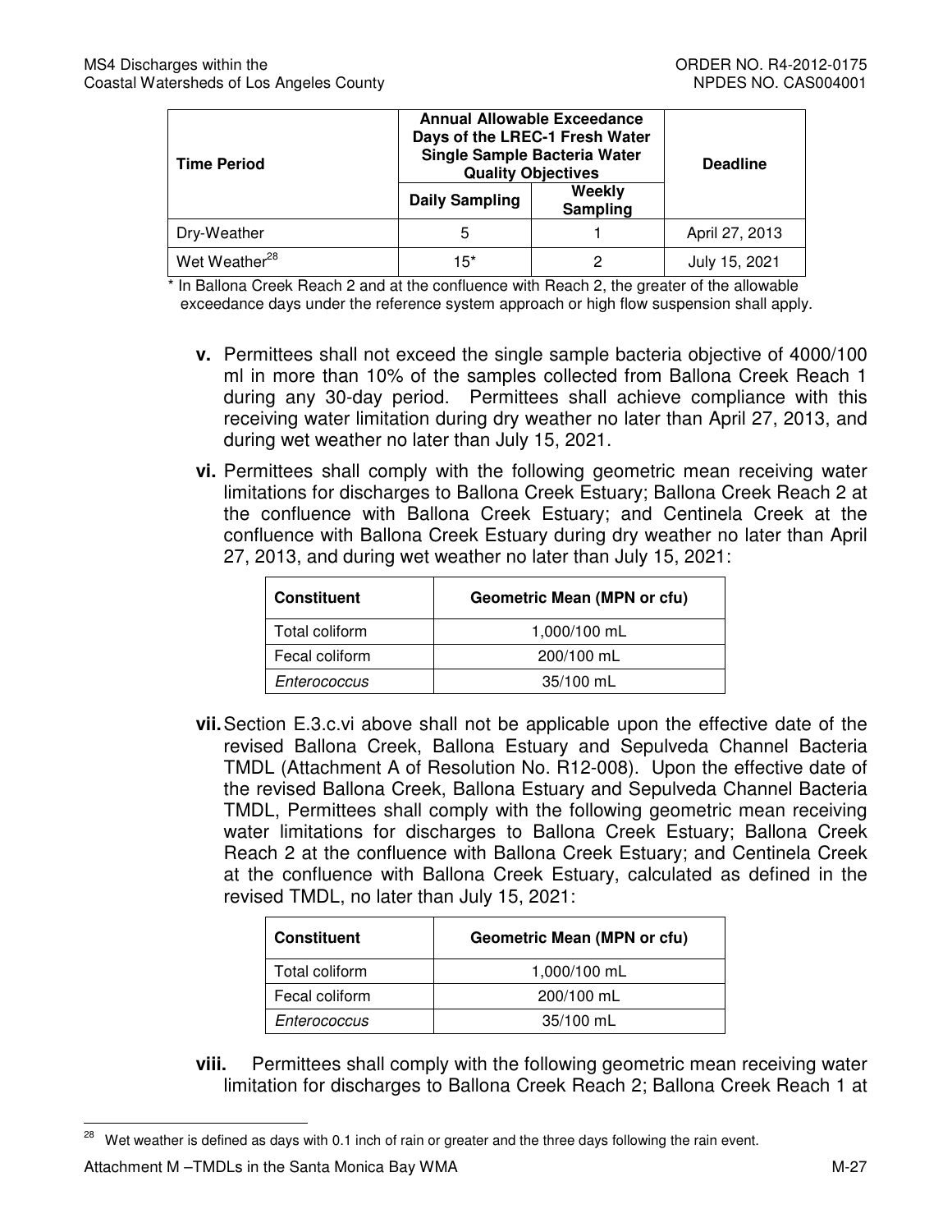| Time Period | Annual Allowable Exceedance Days of the LREC-1 Fresh Water Single Sample Bacteria Water Quality Objectives | | Deadline |
|---|---|---|---|
| | Daily Sampling | Weekly Sampling | |
| Dry-Weather | 5 | 1 | April 27, 2013 |
| Wet Weather[28] | 15* | 2 | July 15, 2021 |

\* In Ballona Creek Reach 2 and at the confluence with Reach 2, the greater of the allowable exceedance days under the reference system approach or high flow suspension shall apply.

**v.** Permittees shall not exceed the single sample bacteria objective of 4000/100 ml in more than 10% of the samples collected from Ballona Creek Reach 1 during any 30-day period. Permittees shall achieve compliance with this receiving water limitation during dry weather no later than April 27, 2013, and during wet weather no later than July 15, 2021.

**vi.** Permittees shall comply with the following geometric mean receiving water limitations for discharges to Ballona Creek Estuary; Ballona Creek Reach 2 at the confluence with Ballona Creek Estuary; and Centinela Creek at the confluence with Ballona Creek Estuary during dry weather no later than April 27, 2013, and during wet weather no later than July 15, 2021:

| Constituent | Geometric Mean (MPN or cfu) |
|---|---|
| Total coliform | 1,000/100 mL |
| Fecal coliform | 200/100 mL |
| *Enterococcus* | 35/100 mL |

**vii.** Section E.3.c.vi above shall not be applicable upon the effective date of the revised Ballona Creek, Ballona Estuary and Sepulveda Channel Bacteria TMDL (Attachment A of Resolution No. R12-008). Upon the effective date of the revised Ballona Creek, Ballona Estuary and Sepulveda Channel Bacteria TMDL, Permittees shall comply with the following geometric mean receiving water limitations for discharges to Ballona Creek Estuary; Ballona Creek Reach 2 at the confluence with Ballona Creek Estuary; and Centinela Creek at the confluence with Ballona Creek Estuary, calculated as defined in the revised TMDL, no later than July 15, 2021:

| Constituent | Geometric Mean (MPN or cfu) |
|---|---|
| Total coliform | 1,000/100 mL |
| Fecal coliform | 200/100 mL |
| *Enterococcus* | 35/100 mL |

**viii.** Permittees shall comply with the following geometric mean receiving water limitation for discharges to Ballona Creek Reach 2; Ballona Creek Reach 1 at

[28] Wet weather is defined as days with 0.1 inch of rain or greater and the three days following the rain event.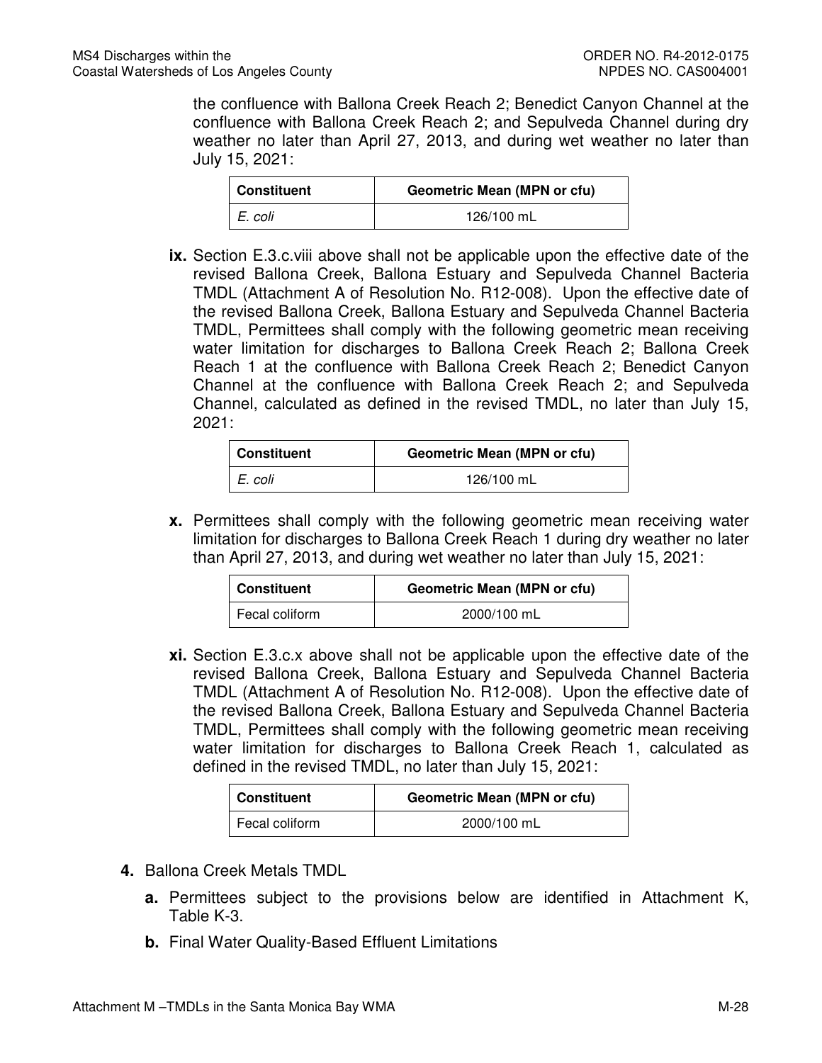the confluence with Ballona Creek Reach 2; Benedict Canyon Channel at the confluence with Ballona Creek Reach 2; and Sepulveda Channel during dry weather no later than April 27, 2013, and during wet weather no later than July 15, 2021:

| Constituent | Geometric Mean (MPN or cfu) |
|---|---|
| *E. coli* | 126/100 mL |

**ix.** Section E.3.c.viii above shall not be applicable upon the effective date of the revised Ballona Creek, Ballona Estuary and Sepulveda Channel Bacteria TMDL (Attachment A of Resolution No. R12-008). Upon the effective date of the revised Ballona Creek, Ballona Estuary and Sepulveda Channel Bacteria TMDL, Permittees shall comply with the following geometric mean receiving water limitation for discharges to Ballona Creek Reach 2; Ballona Creek Reach 1 at the confluence with Ballona Creek Reach 2; Benedict Canyon Channel at the confluence with Ballona Creek Reach 2; and Sepulveda Channel, calculated as defined in the revised TMDL, no later than July 15, 2021:

| Constituent | Geometric Mean (MPN or cfu) |
|---|---|
| *E. coli* | 126/100 mL |

**x.** Permittees shall comply with the following geometric mean receiving water limitation for discharges to Ballona Creek Reach 1 during dry weather no later than April 27, 2013, and during wet weather no later than July 15, 2021:

| Constituent | Geometric Mean (MPN or cfu) |
|---|---|
| Fecal coliform | 2000/100 mL |

**xi.** Section E.3.c.x above shall not be applicable upon the effective date of the revised Ballona Creek, Ballona Estuary and Sepulveda Channel Bacteria TMDL (Attachment A of Resolution No. R12-008). Upon the effective date of the revised Ballona Creek, Ballona Estuary and Sepulveda Channel Bacteria TMDL, Permittees shall comply with the following geometric mean receiving water limitation for discharges to Ballona Creek Reach 1, calculated as defined in the revised TMDL, no later than July 15, 2021:

| Constituent | Geometric Mean (MPN or cfu) |
|---|---|
| Fecal coliform | 2000/100 mL |

**4.** Ballona Creek Metals TMDL

**a.** Permittees subject to the provisions below are identified in Attachment K, Table K-3.

**b.** Final Water Quality-Based Effluent Limitations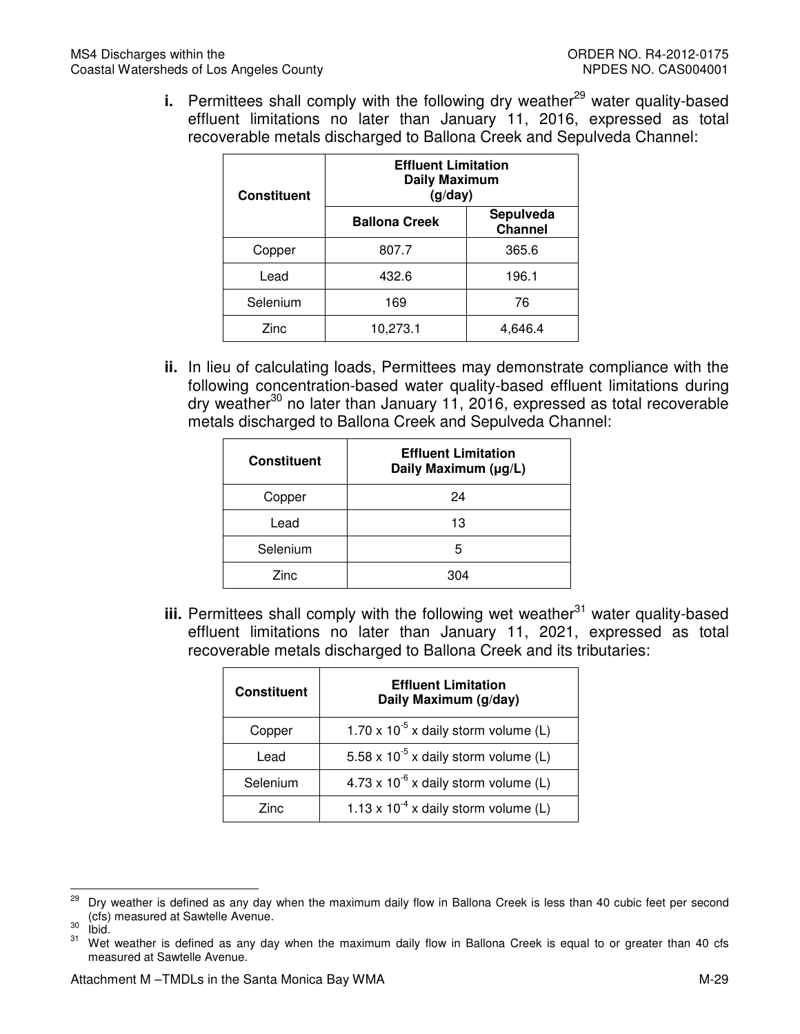**i.** Permittees shall comply with the following dry weather[29] water quality-based effluent limitations no later than January 11, 2016, expressed as total recoverable metals discharged to Ballona Creek and Sepulveda Channel:

| Constituent | Effluent Limitation Daily Maximum (g/day) | |
|---|---|---|
| | Ballona Creek | Sepulveda Channel |
| Copper | 807.7 | 365.6 |
| Lead | 432.6 | 196.1 |
| Selenium | 169 | 76 |
| Zinc | 10,273.1 | 4,646.4 |

**ii.** In lieu of calculating loads, Permittees may demonstrate compliance with the following concentration-based water quality-based effluent limitations during dry weather[30] no later than January 11, 2016, expressed as total recoverable metals discharged to Ballona Creek and Sepulveda Channel:

| Constituent | Effluent Limitation Daily Maximum (μg/L) |
|---|---|
| Copper | 24 |
| Lead | 13 |
| Selenium | 5 |
| Zinc | 304 |

**iii.** Permittees shall comply with the following wet weather[31] water quality-based effluent limitations no later than January 11, 2021, expressed as total recoverable metals discharged to Ballona Creek and its tributaries:

| Constituent | Effluent Limitation Daily Maximum (g/day) |
|---|---|
| Copper | $1.70 \times 10^{-5}$ x daily storm volume (L) |
| Lead | $5.58 \times 10^{-5}$ x daily storm volume (L) |
| Selenium | $4.73 \times 10^{-6}$ x daily storm volume (L) |
| Zinc | $1.13 \times 10^{-4}$ x daily storm volume (L) |

[29] Dry weather is defined as any day when the maximum daily flow in Ballona Creek is less than 40 cubic feet per second (cfs) measured at Sawtelle Avenue.

[30] Ibid.

[31] Wet weather is defined as any day when the maximum daily flow in Ballona Creek is equal to or greater than 40 cfs measured at Sawtelle Avenue.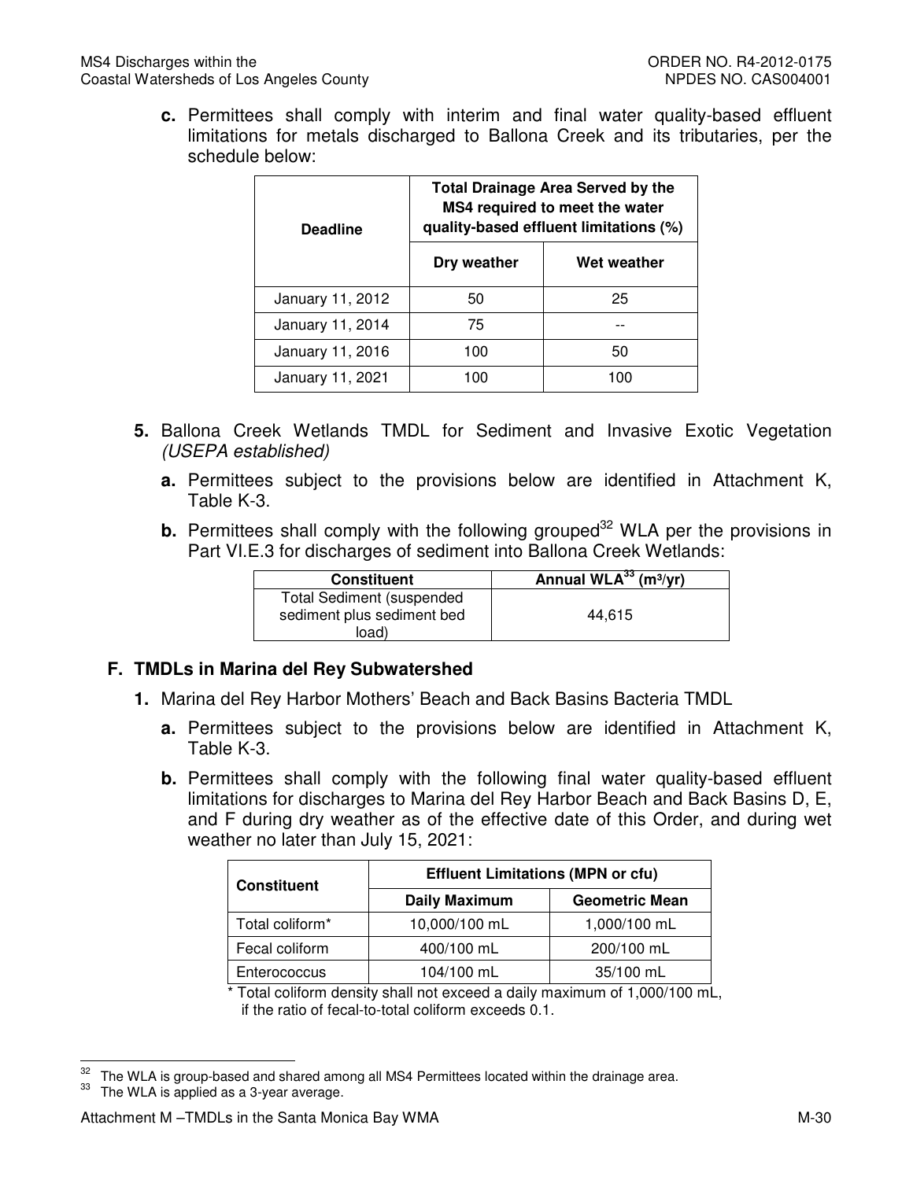**c.** Permittees shall comply with interim and final water quality-based effluent limitations for metals discharged to Ballona Creek and its tributaries, per the schedule below:

| Deadline | Total Drainage Area Served by the MS4 required to meet the water quality-based effluent limitations (%) | |
|---|---|---|
| | Dry weather | Wet weather |
| January 11, 2012 | 50 | 25 |
| January 11, 2014 | 75 | -- |
| January 11, 2016 | 100 | 50 |
| January 11, 2021 | 100 | 100 |

**5.** Ballona Creek Wetlands TMDL for Sediment and Invasive Exotic Vegetation *(USEPA established)*

**a.** Permittees subject to the provisions below are identified in Attachment K, Table K-3.

**b.** Permittees shall comply with the following grouped[32] WLA per the provisions in Part VI.E.3 for discharges of sediment into Ballona Creek Wetlands:

| Constituent | Annual WLA[33] ($m^3$/yr) |
|---|---|
| Total Sediment (suspended sediment plus sediment bed load) | 44,615 |

## F. TMDLs in Marina del Rey Subwatershed

**1.** Marina del Rey Harbor Mothers' Beach and Back Basins Bacteria TMDL

**a.** Permittees subject to the provisions below are identified in Attachment K, Table K-3.

**b.** Permittees shall comply with the following final water quality-based effluent limitations for discharges to Marina del Rey Harbor Beach and Back Basins D, E, and F during dry weather as of the effective date of this Order, and during wet weather no later than July 15, 2021:

| Constituent | Effluent Limitations (MPN or cfu) | |
|---|---|---|
| | Daily Maximum | Geometric Mean |
| Total coliform* | 10,000/100 mL | 1,000/100 mL |
| Fecal coliform | 400/100 mL | 200/100 mL |
| Enterococcus | 104/100 mL | 35/100 mL |

\* Total coliform density shall not exceed a daily maximum of 1,000/100 mL, if the ratio of fecal-to-total coliform exceeds 0.1.

---

[32] The WLA is group-based and shared among all MS4 Permittees located within the drainage area.

[33] The WLA is applied as a 3-year average.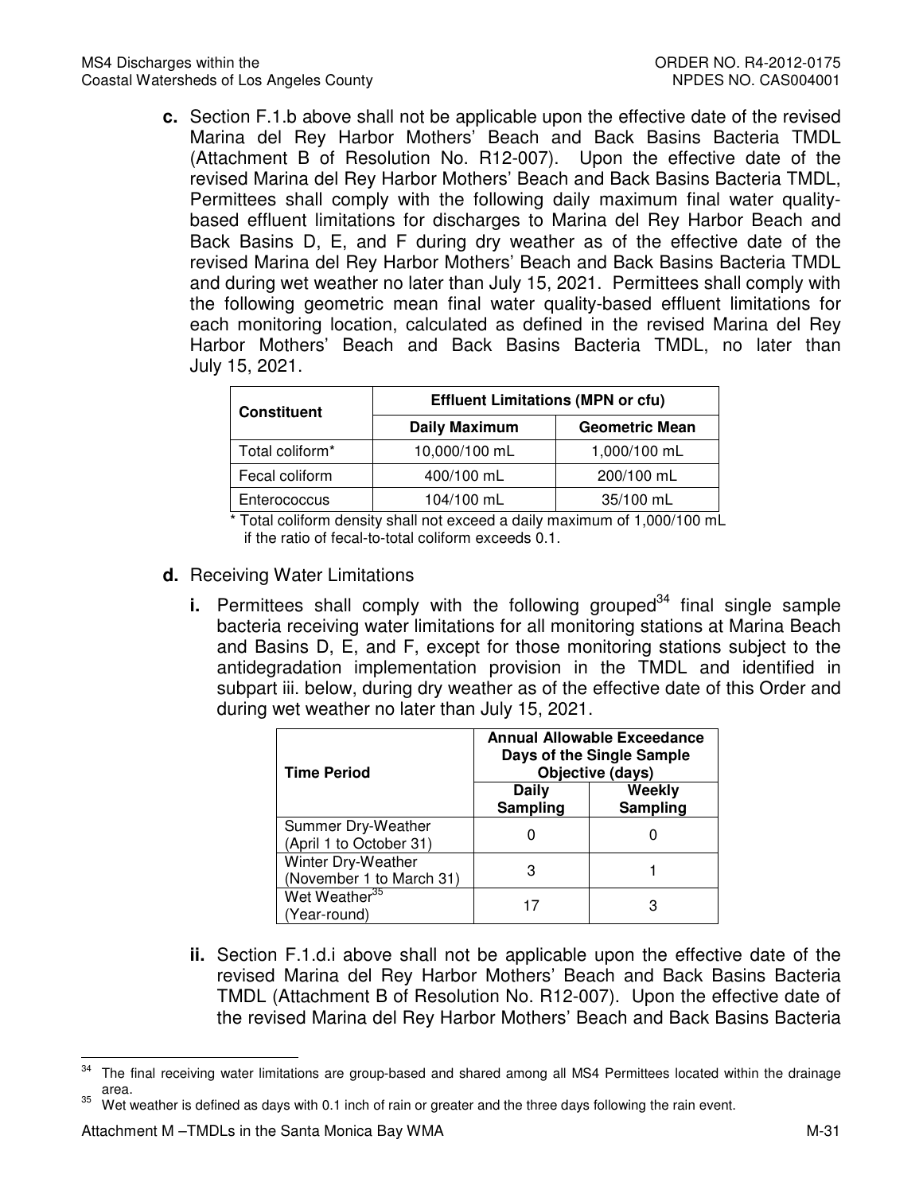**c.** Section F.1.b above shall not be applicable upon the effective date of the revised Marina del Rey Harbor Mothers' Beach and Back Basins Bacteria TMDL (Attachment B of Resolution No. R12-007). Upon the effective date of the revised Marina del Rey Harbor Mothers' Beach and Back Basins Bacteria TMDL, Permittees shall comply with the following daily maximum final water quality-based effluent limitations for discharges to Marina del Rey Harbor Beach and Back Basins D, E, and F during dry weather as of the effective date of the revised Marina del Rey Harbor Mothers' Beach and Back Basins Bacteria TMDL and during wet weather no later than July 15, 2021. Permittees shall comply with the following geometric mean final water quality-based effluent limitations for each monitoring location, calculated as defined in the revised Marina del Rey Harbor Mothers' Beach and Back Basins Bacteria TMDL, no later than July 15, 2021.

| Constituent | Effluent Limitations (MPN or cfu) | |
|---|---|---|
| | Daily Maximum | Geometric Mean |
| Total coliform* | 10,000/100 mL | 1,000/100 mL |
| Fecal coliform | 400/100 mL | 200/100 mL |
| Enterococcus | 104/100 mL | 35/100 mL |

\* Total coliform density shall not exceed a daily maximum of 1,000/100 mL if the ratio of fecal-to-total coliform exceeds 0.1.

**d.** Receiving Water Limitations

**i.** Permittees shall comply with the following grouped[34] final single sample bacteria receiving water limitations for all monitoring stations at Marina Beach and Basins D, E, and F, except for those monitoring stations subject to the antidegradation implementation provision in the TMDL and identified in subpart iii. below, during dry weather as of the effective date of this Order and during wet weather no later than July 15, 2021.

| Time Period | Annual Allowable Exceedance Days of the Single Sample Objective (days) | |
|---|---|---|
| | Daily Sampling | Weekly Sampling |
| Summer Dry-Weather (April 1 to October 31) | 0 | 0 |
| Winter Dry-Weather (November 1 to March 31) | 3 | 1 |
| Wet Weather[35] (Year-round) | 17 | 3 |

**ii.** Section F.1.d.i above shall not be applicable upon the effective date of the revised Marina del Rey Harbor Mothers' Beach and Back Basins Bacteria TMDL (Attachment B of Resolution No. R12-007). Upon the effective date of the revised Marina del Rey Harbor Mothers' Beach and Back Basins Bacteria

---

[34] The final receiving water limitations are group-based and shared among all MS4 Permittees located within the drainage area.

[35] Wet weather is defined as days with 0.1 inch of rain or greater and the three days following the rain event.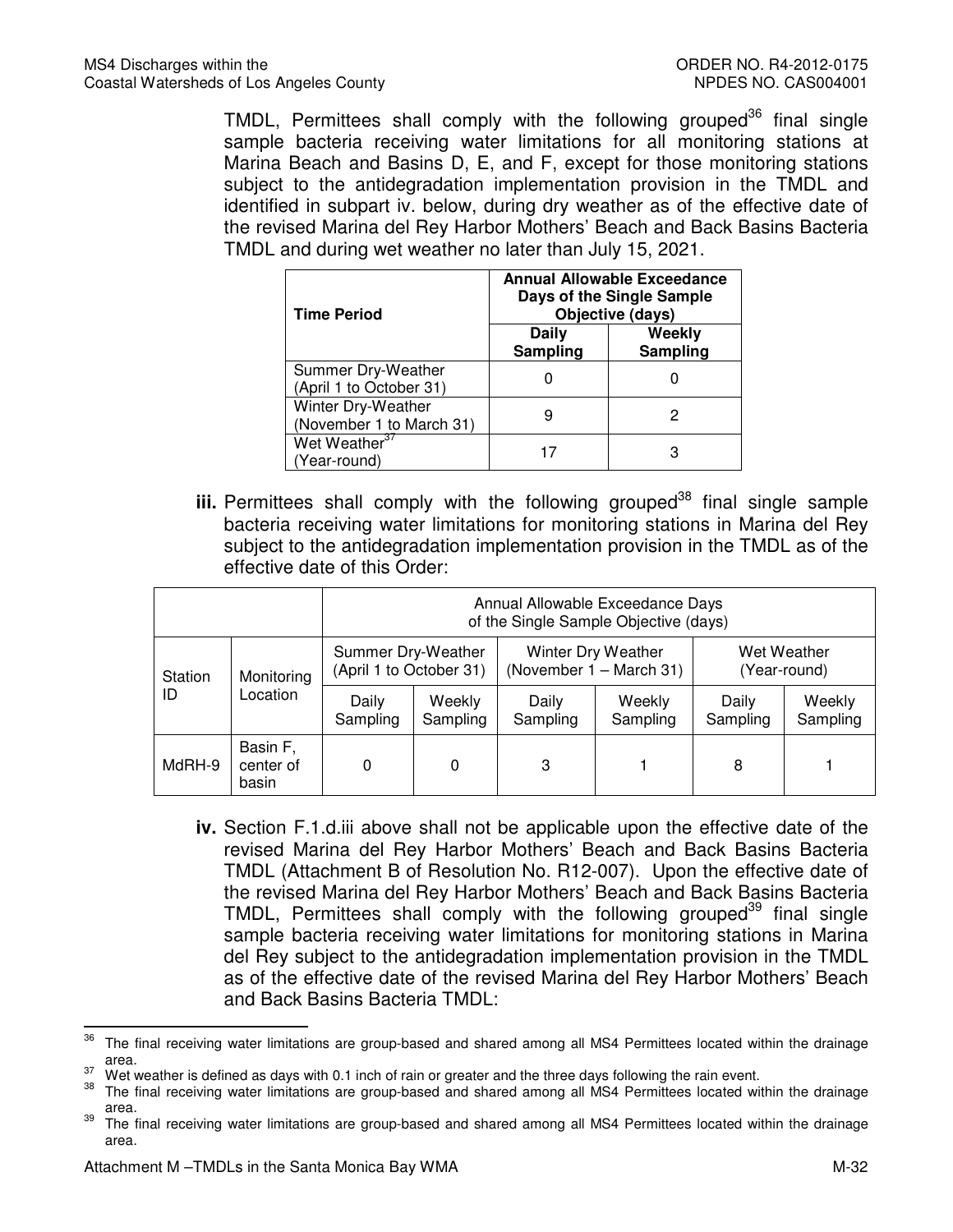TMDL, Permittees shall comply with the following grouped[36] final single sample bacteria receiving water limitations for all monitoring stations at Marina Beach and Basins D, E, and F, except for those monitoring stations subject to the antidegradation implementation provision in the TMDL and identified in subpart iv. below, during dry weather as of the effective date of the revised Marina del Rey Harbor Mothers' Beach and Back Basins Bacteria TMDL and during wet weather no later than July 15, 2021.

| Time Period | Annual Allowable Exceedance Days of the Single Sample Objective (days) | |
|---|---|---|
| | **Daily Sampling** | **Weekly Sampling** |
| Summer Dry-Weather (April 1 to October 31) | 0 | 0 |
| Winter Dry-Weather (November 1 to March 31) | 9 | 2 |
| Wet Weather[37] (Year-round) | 17 | 3 |

**iii.** Permittees shall comply with the following grouped[38] final single sample bacteria receiving water limitations for monitoring stations in Marina del Rey subject to the antidegradation implementation provision in the TMDL as of the effective date of this Order:

| | | Annual Allowable Exceedance Days of the Single Sample Objective (days) | | | | | |
|---|---|---|---|---|---|---|---|
| Station ID | Monitoring Location | Summer Dry-Weather (April 1 to October 31) | | Winter Dry Weather (November 1 – March 31) | | Wet Weather (Year-round) | |
| | | Daily Sampling | Weekly Sampling | Daily Sampling | Weekly Sampling | Daily Sampling | Weekly Sampling |
| MdRH-9 | Basin F, center of basin | 0 | 0 | 3 | 1 | 8 | 1 |

**iv.** Section F.1.d.iii above shall not be applicable upon the effective date of the revised Marina del Rey Harbor Mothers' Beach and Back Basins Bacteria TMDL (Attachment B of Resolution No. R12-007). Upon the effective date of the revised Marina del Rey Harbor Mothers' Beach and Back Basins Bacteria TMDL, Permittees shall comply with the following grouped[39] final single sample bacteria receiving water limitations for monitoring stations in Marina del Rey subject to the antidegradation implementation provision in the TMDL as of the effective date of the revised Marina del Rey Harbor Mothers' Beach and Back Basins Bacteria TMDL:

---

[36] The final receiving water limitations are group-based and shared among all MS4 Permittees located within the drainage area.

[37] Wet weather is defined as days with 0.1 inch of rain or greater and the three days following the rain event.

[38] The final receiving water limitations are group-based and shared among all MS4 Permittees located within the drainage area.

[39] The final receiving water limitations are group-based and shared among all MS4 Permittees located within the drainage area.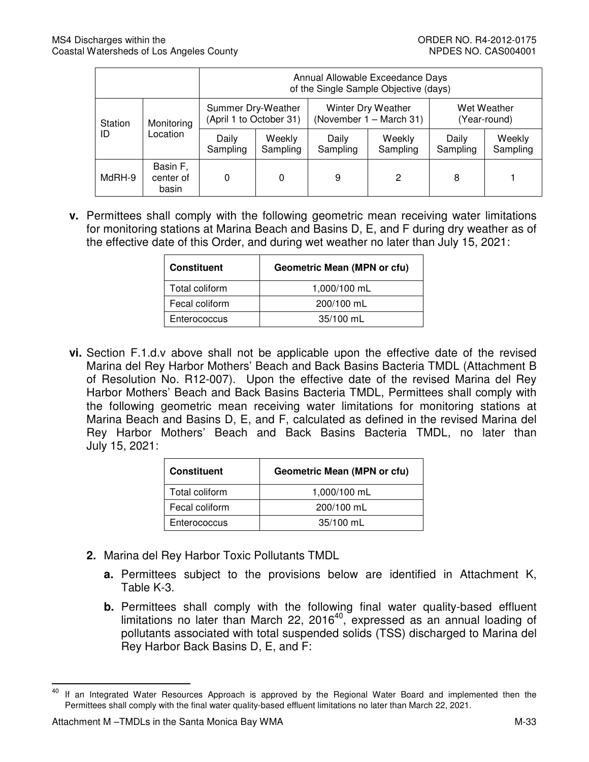| Station ID | Monitoring Location | Annual Allowable Exceedance Days of the Single Sample Objective (days) | | | | | |
|---|---|---|---|---|---|---|---|
| | | Summer Dry-Weather (April 1 to October 31) | | Winter Dry Weather (November 1 – March 31) | | Wet Weather (Year-round) | |
| | | Daily Sampling | Weekly Sampling | Daily Sampling | Weekly Sampling | Daily Sampling | Weekly Sampling |
| MdRH-9 | Basin F, center of basin | 0 | 0 | 9 | 2 | 8 | 1 |

**v.** Permittees shall comply with the following geometric mean receiving water limitations for monitoring stations at Marina Beach and Basins D, E, and F during dry weather as of the effective date of this Order, and during wet weather no later than July 15, 2021:

| Constituent | Geometric Mean (MPN or cfu) |
|---|---|
| Total coliform | 1,000/100 mL |
| Fecal coliform | 200/100 mL |
| Enterococcus | 35/100 mL |

**vi.** Section F.1.d.v above shall not be applicable upon the effective date of the revised Marina del Rey Harbor Mothers' Beach and Back Basins Bacteria TMDL (Attachment B of Resolution No. R12-007). Upon the effective date of the revised Marina del Rey Harbor Mothers' Beach and Back Basins Bacteria TMDL, Permittees shall comply with the following geometric mean receiving water limitations for monitoring stations at Marina Beach and Basins D, E, and F, calculated as defined in the revised Marina del Rey Harbor Mothers' Beach and Back Basins Bacteria TMDL, no later than July 15, 2021:

| Constituent | Geometric Mean (MPN or cfu) |
|---|---|
| Total coliform | 1,000/100 mL |
| Fecal coliform | 200/100 mL |
| Enterococcus | 35/100 mL |

**2.** Marina del Rey Harbor Toxic Pollutants TMDL

**a.** Permittees subject to the provisions below are identified in Attachment K, Table K-3.

**b.** Permittees shall comply with the following final water quality-based effluent limitations no later than March 22, 2016[40], expressed as an annual loading of pollutants associated with total suspended solids (TSS) discharged to Marina del Rey Harbor Back Basins D, E, and F:

[40] If an Integrated Water Resources Approach is approved by the Regional Water Board and implemented then the Permittees shall comply with the final water quality-based effluent limitations no later than March 22, 2021.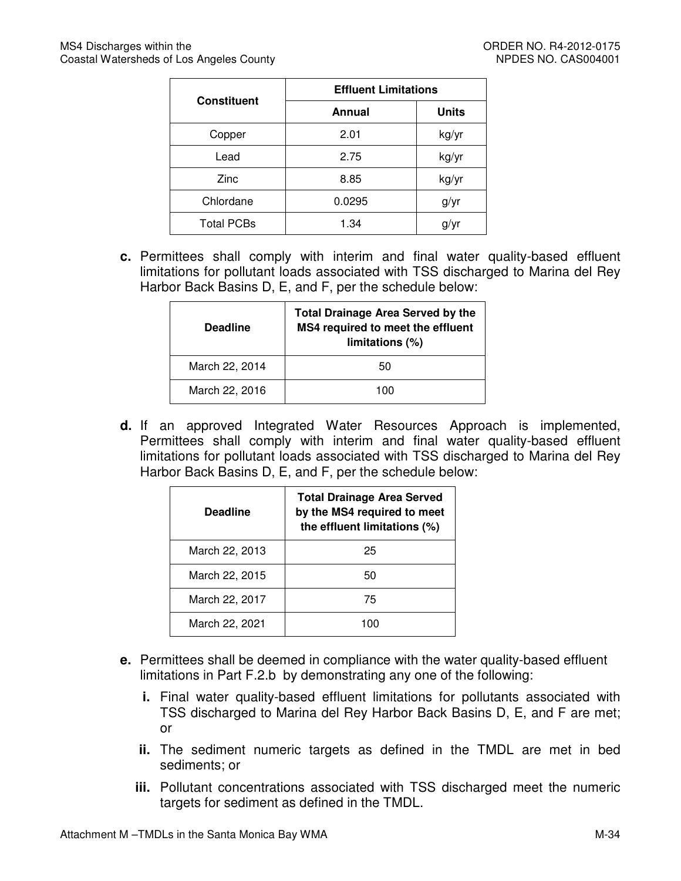| Constituent | Effluent Limitations | |
|---|---|---|
| | Annual | Units |
| Copper | 2.01 | kg/yr |
| Lead | 2.75 | kg/yr |
| Zinc | 8.85 | kg/yr |
| Chlordane | 0.0295 | g/yr |
| Total PCBs | 1.34 | g/yr |

**c.** Permittees shall comply with interim and final water quality-based effluent limitations for pollutant loads associated with TSS discharged to Marina del Rey Harbor Back Basins D, E, and F, per the schedule below:

| Deadline | Total Drainage Area Served by the MS4 required to meet the effluent limitations (%) |
|---|---|
| March 22, 2014 | 50 |
| March 22, 2016 | 100 |

**d.** If an approved Integrated Water Resources Approach is implemented, Permittees shall comply with interim and final water quality-based effluent limitations for pollutant loads associated with TSS discharged to Marina del Rey Harbor Back Basins D, E, and F, per the schedule below:

| Deadline | Total Drainage Area Served by the MS4 required to meet the effluent limitations (%) |
|---|---|
| March 22, 2013 | 25 |
| March 22, 2015 | 50 |
| March 22, 2017 | 75 |
| March 22, 2021 | 100 |

**e.** Permittees shall be deemed in compliance with the water quality-based effluent limitations in Part F.2.b by demonstrating any one of the following:

**i.** Final water quality-based effluent limitations for pollutants associated with TSS discharged to Marina del Rey Harbor Back Basins D, E, and F are met; or

**ii.** The sediment numeric targets as defined in the TMDL are met in bed sediments; or

**iii.** Pollutant concentrations associated with TSS discharged meet the numeric targets for sediment as defined in the TMDL.